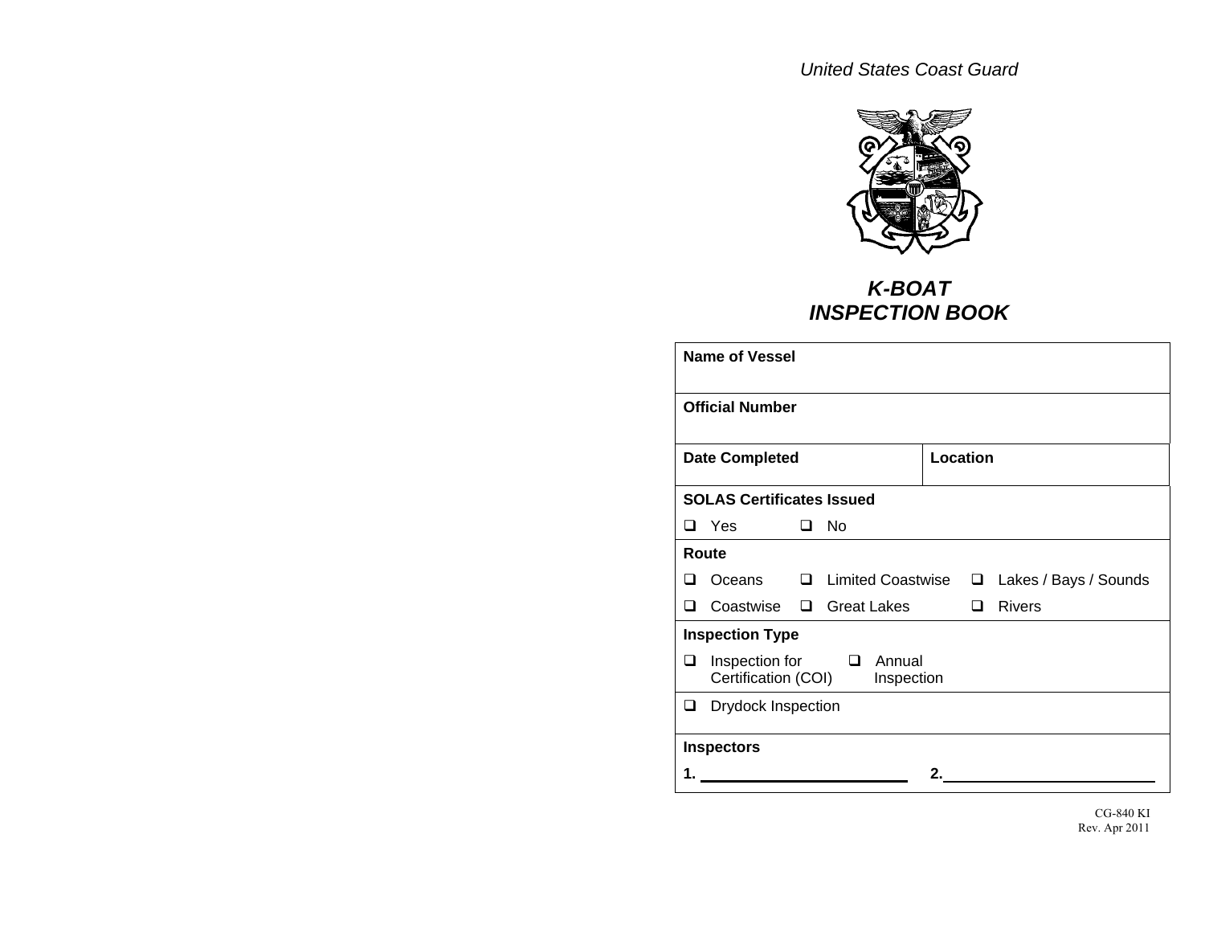*United States Coast Guard*

# *K-BOAT INSPECTION BOOK*

| **Name of Vessel** | |
|---|---|
| **Official Number** | |
| **Date Completed** | **Location** |
| **SOLAS Certificates Issued**<br>❑ Yes ❑ No | |
| **Route**<br>❑ Oceans ❑ Limited Coastwise ❑ Lakes / Bays / Sounds<br>❑ Coastwise ❑ Great Lakes ❑ Rivers | |
| **Inspection Type**<br>❑ Inspection for Certification (COI) ❑ Annual Inspection | |
| ❑ Drydock Inspection | |
| **Inspectors**<br>**1.** ______________________ | **2.** ______________________ |

CG-840 KI
Rev. Apr 2011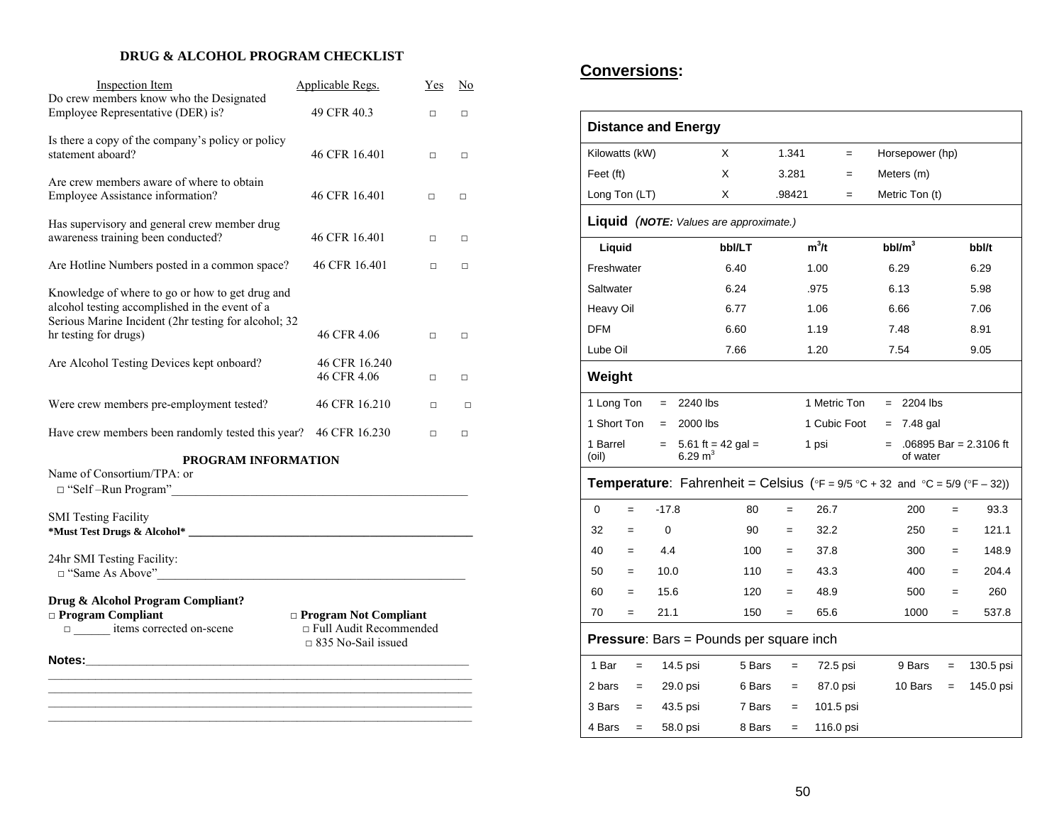# DRUG & ALCOHOL PROGRAM CHECKLIST

| Inspection Item | Applicable Regs. | Yes | No |
|---|---|---|---|
| Do crew members know who the Designated Employee Representative (DER) is? | 49 CFR 40.3 | □ | □ |
| Is there a copy of the company's policy or policy statement aboard? | 46 CFR 16.401 | □ | □ |
| Are crew members aware of where to obtain Employee Assistance information? | 46 CFR 16.401 | □ | □ |
| Has supervisory and general crew member drug awareness training been conducted? | 46 CFR 16.401 | □ | □ |
| Are Hotline Numbers posted in a common space? | 46 CFR 16.401 | □ | □ |
| Knowledge of where to go or how to get drug and alcohol testing accomplished in the event of a Serious Marine Incident (2hr testing for alcohol; 32 hr testing for drugs) | 46 CFR 4.06 | □ | □ |
| Are Alcohol Testing Devices kept onboard? | 46 CFR 16.240 46 CFR 4.06 | □ | □ |
| Were crew members pre-employment tested? | 46 CFR 16.210 | □ | □ |
| Have crew members been randomly tested this year? | 46 CFR 16.230 | □ | □ |

## PROGRAM INFORMATION

Name of Consortium/TPA: or

□ "Self –Run Program"_______________________________________________

SMI Testing Facility

***Must Test Drugs & Alcohol*** _______________________________________________

24hr SMI Testing Facility:

□ "Same As Above"_______________________________________________

**Drug & Alcohol Program Compliant?**

**□ Program Compliant**

□ ______ items corrected on-scene

**□ Program Not Compliant**

□ Full Audit Recommended

□ 835 No-Sail issued

**Notes:**_______________________________________________

_______________________________________________

_______________________________________________

_______________________________________________

_______________________________________________

# Conversions:

**Distance and Energy**

| | | | | |
|---|---|---|---|---|
| Kilowatts (kW) | X | 1.341 | = | Horsepower (hp) |
| Feet (ft) | X | 3.281 | = | Meters (m) |
| Long Ton (LT) | X | .98421 | = | Metric Ton (t) |

**Liquid** (***NOTE:*** *Values are approximate.*)

| Liquid | bbl/LT | $m^3$/t | bbl/$m^3$ | bbl/t |
|---|---|---|---|---|
| Freshwater | 6.40 | 1.00 | 6.29 | 6.29 |
| Saltwater | 6.24 | .975 | 6.13 | 5.98 |
| Heavy Oil | 6.77 | 1.06 | 6.66 | 7.06 |
| DFM | 6.60 | 1.19 | 7.48 | 8.91 |
| Lube Oil | 7.66 | 1.20 | 7.54 | 9.05 |

**Weight**

| | | | | | |
|---|---|---|---|---|---|
| 1 Long Ton | = | 2240 lbs | 1 Metric Ton | = | 2204 lbs |
| 1 Short Ton | = | 2000 lbs | 1 Cubic Foot | = | 7.48 gal |
| 1 Barrel (oil) | = | 5.61 ft = 42 gal = 6.29 $m^3$ | 1 psi | = | .06895 Bar = 2.3106 ft of water |

**Temperature**: Fahrenheit = Celsius (°F = 9/5 °C + 32 and °C = 5/9 (°F – 32))

| °F | | °C | °F | | °C | °F | | °C |
|---|---|---|---|---|---|---|---|---|
| 0 | = | -17.8 | 80 | = | 26.7 | 200 | = | 93.3 |
| 32 | = | 0 | 90 | = | 32.2 | 250 | = | 121.1 |
| 40 | = | 4.4 | 100 | = | 37.8 | 300 | = | 148.9 |
| 50 | = | 10.0 | 110 | = | 43.3 | 400 | = | 204.4 |
| 60 | = | 15.6 | 120 | = | 48.9 | 500 | = | 260 |
| 70 | = | 21.1 | 150 | = | 65.6 | 1000 | = | 537.8 |

**Pressure**: Bars = Pounds per square inch

| | | | | | | | | |
|---|---|---|---|---|---|---|---|---|
| 1 Bar | = | 14.5 psi | 5 Bars | = | 72.5 psi | 9 Bars | = | 130.5 psi |
| 2 bars | = | 29.0 psi | 6 Bars | = | 87.0 psi | 10 Bars | = | 145.0 psi |
| 3 Bars | = | 43.5 psi | 7 Bars | = | 101.5 psi | | | |
| 4 Bars | = | 58.0 psi | 8 Bars | = | 116.0 psi | | | |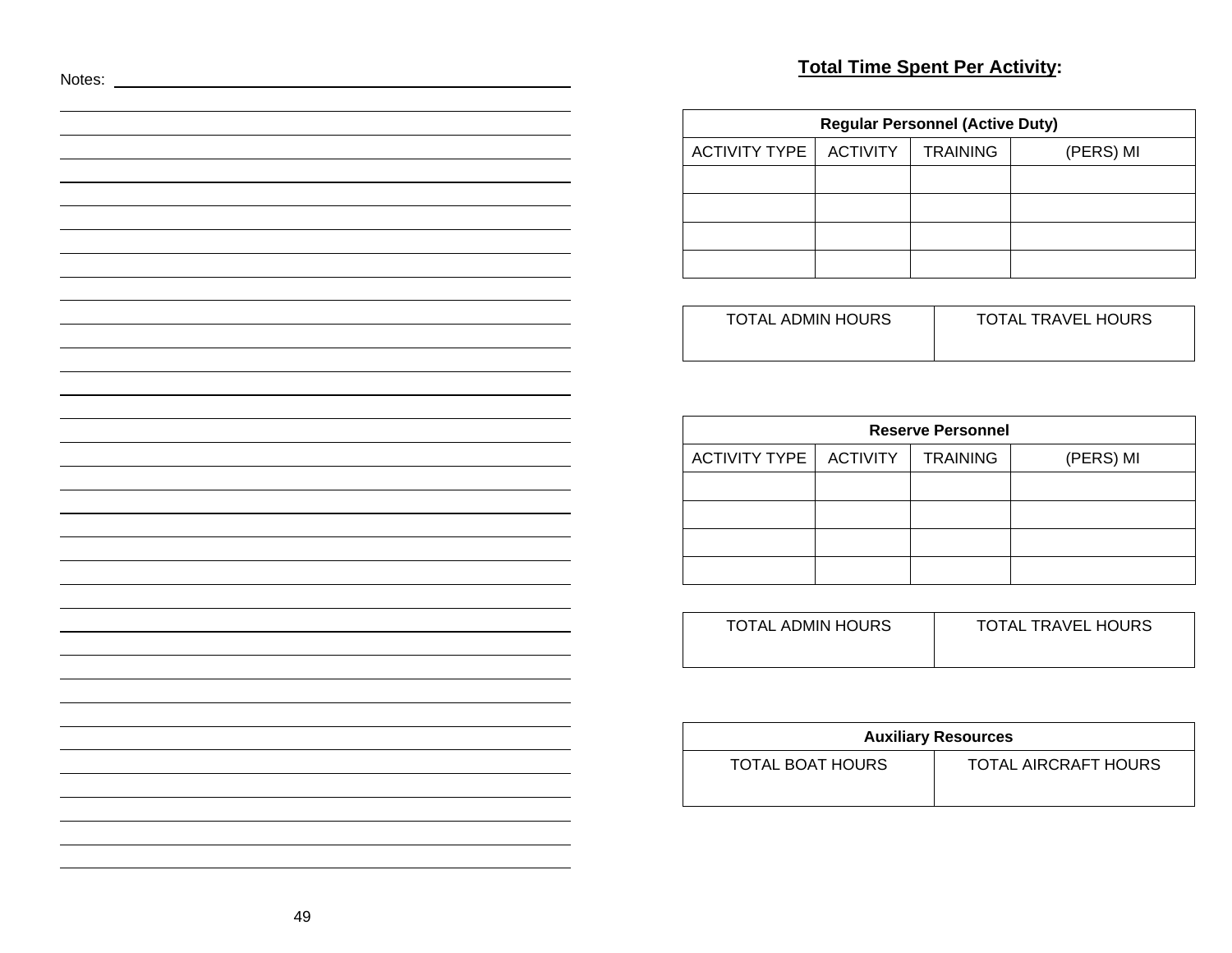Notes:

## **Total Time Spent Per Activity:**

| Regular Personnel (Active Duty) | | | |
|---|---|---|---|
| ACTIVITY TYPE | ACTIVITY | TRAINING | (PERS) MI |
| | | | |
| | | | |
| | | | |
| | | | |

| TOTAL ADMIN HOURS | TOTAL TRAVEL HOURS |
|---|---|
| | |

| Reserve Personnel | | | |
|---|---|---|---|
| ACTIVITY TYPE | ACTIVITY | TRAINING | (PERS) MI |
| | | | |
| | | | |
| | | | |
| | | | |

| TOTAL ADMIN HOURS | TOTAL TRAVEL HOURS |
|---|---|
| | |

| Auxiliary Resources | |
|---|---|
| TOTAL BOAT HOURS | TOTAL AIRCRAFT HOURS |
| | |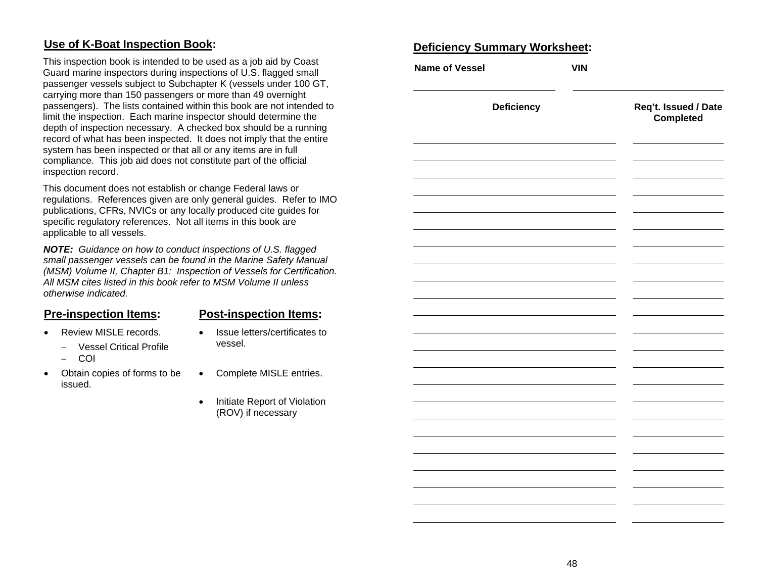## Use of K-Boat Inspection Book:

This inspection book is intended to be used as a job aid by Coast Guard marine inspectors during inspections of U.S. flagged small passenger vessels subject to Subchapter K (vessels under 100 GT, carrying more than 150 passengers or more than 49 overnight passengers). The lists contained within this book are not intended to limit the inspection. Each marine inspector should determine the depth of inspection necessary. A checked box should be a running record of what has been inspected. It does not imply that the entire system has been inspected or that all or any items are in full compliance. This job aid does not constitute part of the official inspection record.

This document does not establish or change Federal laws or regulations. References given are only general guides. Refer to IMO publications, CFRs, NVICs or any locally produced cite guides for specific regulatory references. Not all items in this book are applicable to all vessels.

***NOTE:*** *Guidance on how to conduct inspections of U.S. flagged small passenger vessels can be found in the Marine Safety Manual (MSM) Volume II, Chapter B1: Inspection of Vessels for Certification. All MSM cites listed in this book refer to MSM Volume II unless otherwise indicated.*

### Pre-inspection Items:

- Review MISLE records.
  - Vessel Critical Profile
  - COI
- Obtain copies of forms to be issued.

### Post-inspection Items:

- Issue letters/certificates to vessel.
- Complete MISLE entries.
- Initiate Report of Violation (ROV) if necessary

## Deficiency Summary Worksheet:

**Name of Vessel** ____________________ **VIN** ____________________

| Deficiency | Req't. Issued / Date Completed |
| --- | --- |
| | |
| | |
| | |
| | |
| | |
| | |
| | |
| | |
| | |
| | |
| | |
| | |
| | |
| | |
| | |
| | |
| | |
| | |
| | |
| | |
| | |
| | |
| | |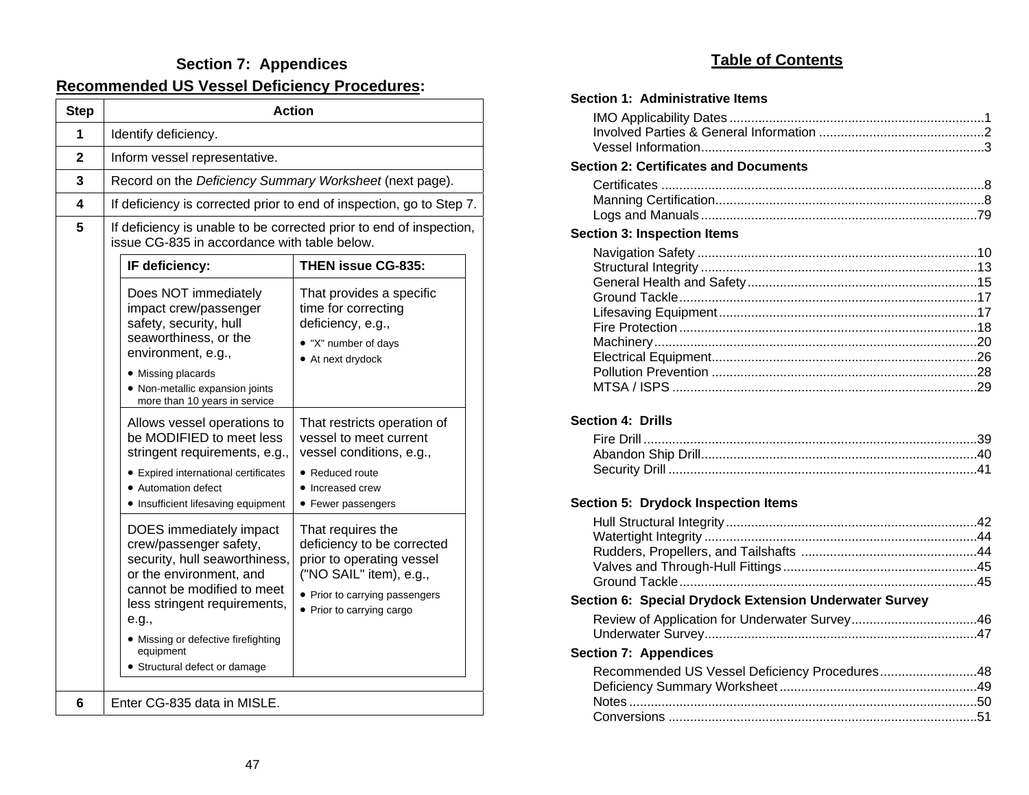# Section 7: Appendices

## Recommended US Vessel Deficiency Procedures:

| Step | Action |
|---|---|
| 1 | Identify deficiency. |
| 2 | Inform vessel representative. |
| 3 | Record on the *Deficiency Summary Worksheet* (next page). |
| 4 | If deficiency is corrected prior to end of inspection, go to Step 7. |
| 5 | If deficiency is unable to be corrected prior to end of inspection, issue CG-835 in accordance with table below. |
| 6 | Enter CG-835 data in MISLE. |

| IF deficiency: | THEN issue CG-835: |
|---|---|
| Does NOT immediately impact crew/passenger safety, security, hull seaworthiness, or the environment, e.g.,<br>• Missing placards<br>• Non-metallic expansion joints more than 10 years in service | That provides a specific time for correcting deficiency, e.g.,<br>• "X" number of days<br>• At next drydock |
| Allows vessel operations to be MODIFIED to meet less stringent requirements, e.g.,<br>• Expired international certificates<br>• Automation defect<br>• Insufficient lifesaving equipment | That restricts operation of vessel to meet current vessel conditions, e.g.,<br>• Reduced route<br>• Increased crew<br>• Fewer passengers |
| DOES immediately impact crew/passenger safety, security, hull seaworthiness, or the environment, and cannot be modified to meet less stringent requirements, e.g.,<br>• Missing or defective firefighting equipment<br>• Structural defect or damage | That requires the deficiency to be corrected prior to operating vessel ("NO SAIL" item), e.g.,<br>• Prior to carrying passengers<br>• Prior to carrying cargo |

# Table of Contents

**Section 1: Administrative Items**

- IMO Applicability Dates ..... 1
- Involved Parties & General Information ..... 2
- Vessel Information ..... 3

**Section 2: Certificates and Documents**

- Certificates ..... 8
- Manning Certification ..... 8
- Logs and Manuals ..... 79

**Section 3: Inspection Items**

- Navigation Safety ..... 10
- Structural Integrity ..... 13
- General Health and Safety ..... 15
- Ground Tackle ..... 17
- Lifesaving Equipment ..... 17
- Fire Protection ..... 18
- Machinery ..... 20
- Electrical Equipment ..... 26
- Pollution Prevention ..... 28
- MTSA / ISPS ..... 29

**Section 4: Drills**

- Fire Drill ..... 39
- Abandon Ship Drill ..... 40
- Security Drill ..... 41

**Section 5: Drydock Inspection Items**

- Hull Structural Integrity ..... 42
- Watertight Integrity ..... 44
- Rudders, Propellers, and Tailshafts ..... 44
- Valves and Through-Hull Fittings ..... 45
- Ground Tackle ..... 45

**Section 6: Special Drydock Extension Underwater Survey**

- Review of Application for Underwater Survey ..... 46
- Underwater Survey ..... 47

**Section 7: Appendices**

- Recommended US Vessel Deficiency Procedures ..... 48
- Deficiency Summary Worksheet ..... 49
- Notes ..... 50
- Conversions ..... 51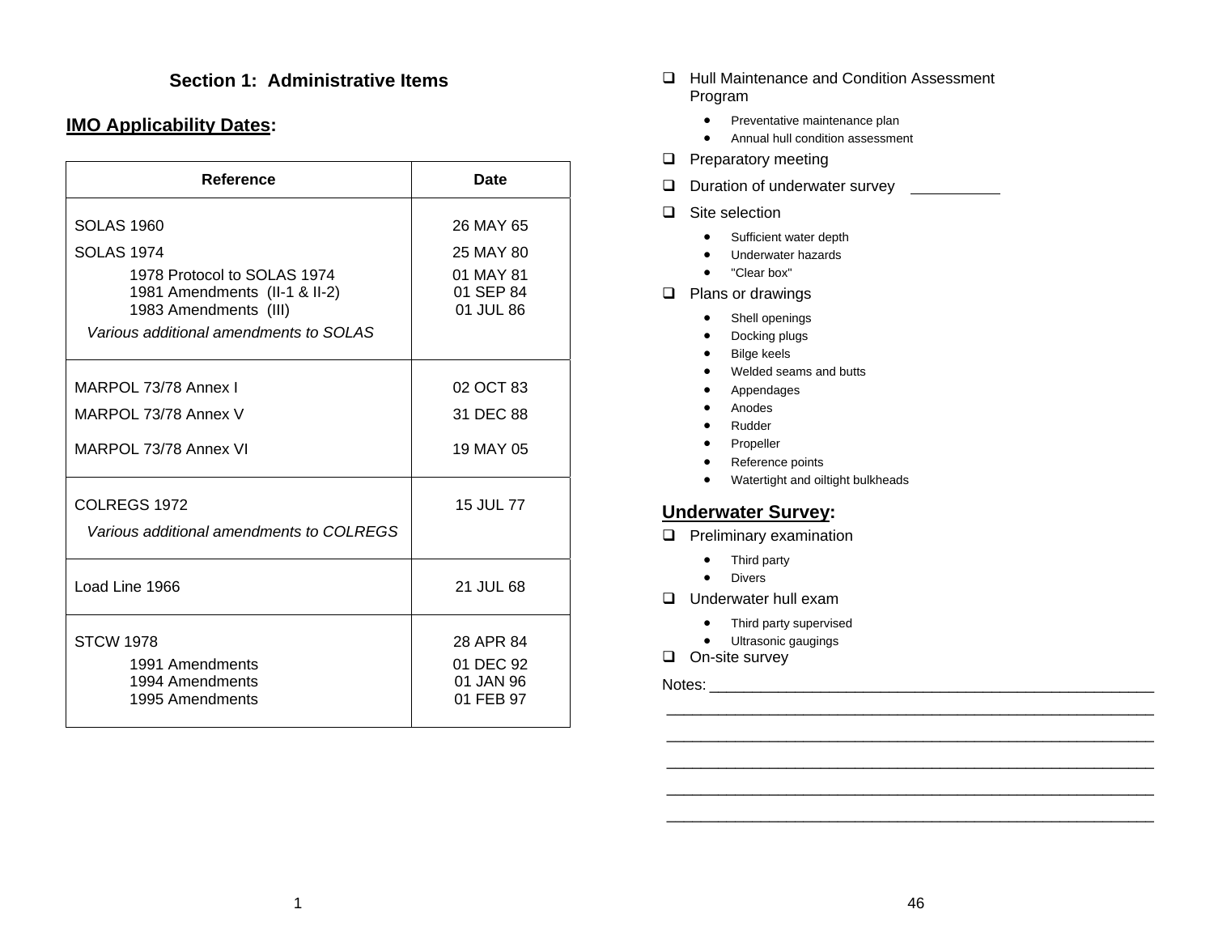## Section 1: Administrative Items

### IMO Applicability Dates:

| Reference | Date |
| --- | --- |
| SOLAS 1960 | 26 MAY 65 |
| SOLAS 1974 | 25 MAY 80 |
| 1978 Protocol to SOLAS 1974 | 01 MAY 81 |
| 1981 Amendments (II-1 & II-2) | 01 SEP 84 |
| 1983 Amendments (III) | 01 JUL 86 |
| *Various additional amendments to SOLAS* | |
| MARPOL 73/78 Annex I | 02 OCT 83 |
| MARPOL 73/78 Annex V | 31 DEC 88 |
| MARPOL 73/78 Annex VI | 19 MAY 05 |
| COLREGS 1972 | 15 JUL 77 |
| *Various additional amendments to COLREGS* | |
| Load Line 1966 | 21 JUL 68 |
| STCW 1978 | 28 APR 84 |
| 1991 Amendments | 01 DEC 92 |
| 1994 Amendments | 01 JAN 96 |
| 1995 Amendments | 01 FEB 97 |

- ❑ Hull Maintenance and Condition Assessment Program
  - Preventative maintenance plan
  - Annual hull condition assessment
- ❑ Preparatory meeting
- ❑ Duration of underwater survey __________
- ❑ Site selection
  - Sufficient water depth
  - Underwater hazards
  - "Clear box"
- ❑ Plans or drawings
  - Shell openings
  - Docking plugs
  - Bilge keels
  - Welded seams and butts
  - Appendages
  - Anodes
  - Rudder
  - Propeller
  - Reference points
  - Watertight and oiltight bulkheads

### Underwater Survey:

- ❑ Preliminary examination
  - Third party
  - Divers
- ❑ Underwater hull exam
  - Third party supervised
  - Ultrasonic gaugings
- ❑ On-site survey

Notes: ____________________________________________________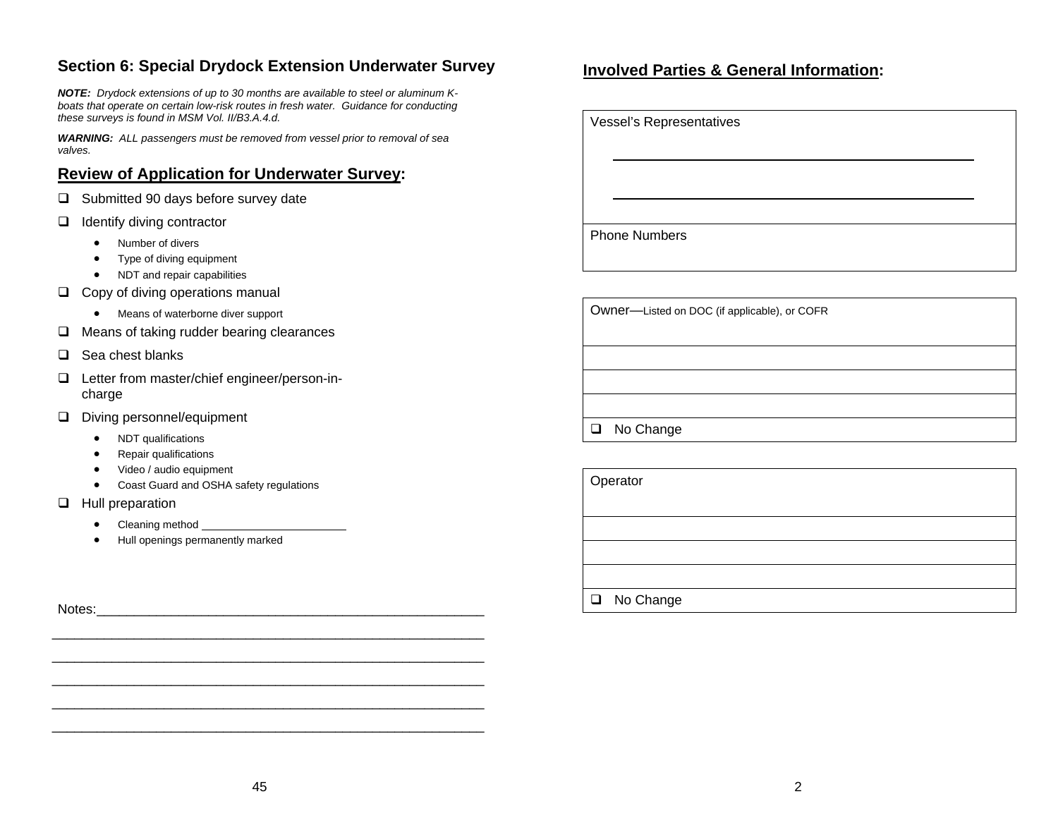## Section 6: Special Drydock Extension Underwater Survey

***NOTE:*** *Drydock extensions of up to 30 months are available to steel or aluminum K-boats that operate on certain low-risk routes in fresh water. Guidance for conducting these surveys is found in MSM Vol. II/B3.A.4.d.*

***WARNING:*** *ALL passengers must be removed from vessel prior to removal of sea valves.*

### Review of Application for Underwater Survey:

- ❑ Submitted 90 days before survey date
- ❑ Identify diving contractor
  - Number of divers
  - Type of diving equipment
  - NDT and repair capabilities
- ❑ Copy of diving operations manual
  - Means of waterborne diver support
- ❑ Means of taking rudder bearing clearances
- ❑ Sea chest blanks
- ❑ Letter from master/chief engineer/person-in-charge
- ❑ Diving personnel/equipment
  - NDT qualifications
  - Repair qualifications
  - Video / audio equipment
  - Coast Guard and OSHA safety regulations
- ❑ Hull preparation
  - Cleaning method ______________________
  - Hull openings permanently marked

Notes:_____________________________________________________

___________________________________________________________

___________________________________________________________

___________________________________________________________

___________________________________________________________

___________________________________________________________

### Involved Parties & General Information:

| Vessel's Representatives |
|---|
| ___________________________ |
| ___________________________ |
| Phone Numbers |

| Owner—Listed on DOC (if applicable), or COFR |
|---|
| |
| |
| |
| ❑ No Change |

| Operator |
|---|
| |
| |
| |
| ❑ No Change |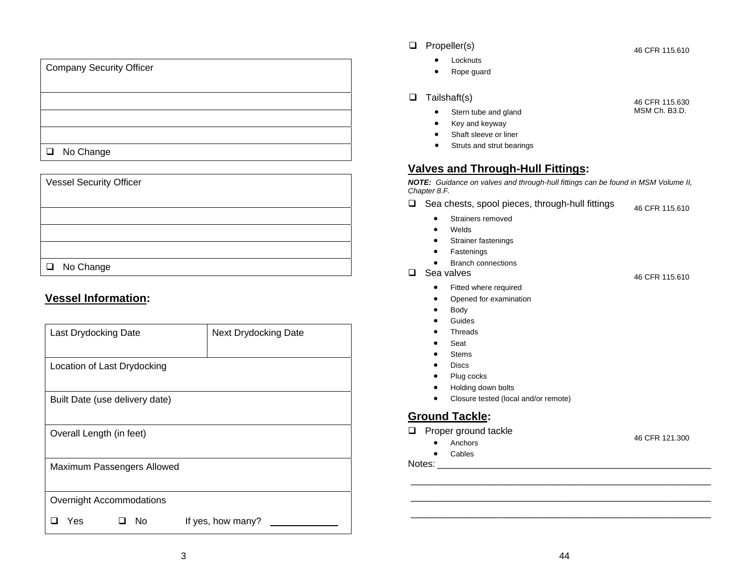| Company Security Officer |
| --- |
| |
| |
| |
| ❑ No Change |

| Vessel Security Officer |
| --- |
| |
| |
| |
| ❑ No Change |

## Vessel Information:

| Last Drydocking Date | Next Drydocking Date |
| --- | --- |
| Location of Last Drydocking | |
| Built Date (use delivery date) | |
| Overall Length (in feet) | |
| Maximum Passengers Allowed | |
| Overnight Accommodations<br>❑ Yes ❑ No If yes, how many? ________ | |

❑ Propeller(s) — 46 CFR 115.610

- Locknuts
- Rope guard

❑ Tailshaft(s) — 46 CFR 115.630, MSM Ch. B3.D.

- Stern tube and gland
- Key and keyway
- Shaft sleeve or liner
- Struts and strut bearings

## Valves and Through-Hull Fittings:

***NOTE:*** *Guidance on valves and through-hull fittings can be found in MSM Volume II, Chapter 8.F.*

❑ Sea chests, spool pieces, through-hull fittings — 46 CFR 115.610

- Strainers removed
- Welds
- Strainer fastenings
- Fastenings
- Branch connections

❑ Sea valves — 46 CFR 115.610

- Fitted where required
- Opened for examination
- Body
- Guides
- Threads
- Seat
- Stems
- Discs
- Plug cocks
- Holding down bolts
- Closure tested (local and/or remote)

## Ground Tackle:

❑ Proper ground tackle — 46 CFR 121.300

- Anchors
- Cables

Notes: ____________________________________________________

____________________________________________________________

____________________________________________________________

____________________________________________________________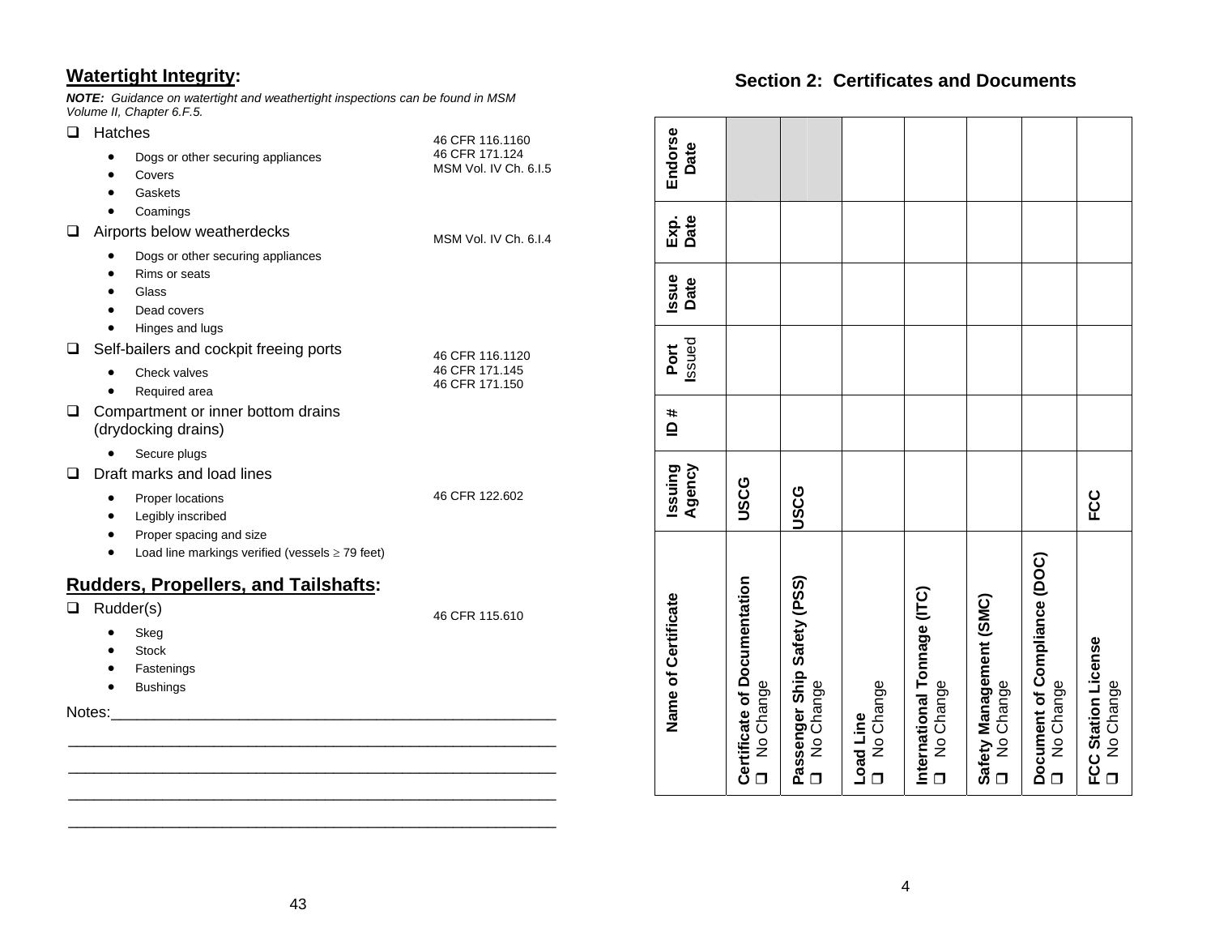## Watertight Integrity:

***NOTE:*** *Guidance on watertight and weathertight inspections can be found in MSM Volume II, Chapter 6.F.5.*

- ❑ Hatches — 46 CFR 116.1160; 46 CFR 171.124; MSM Vol. IV Ch. 6.I.5
  - Dogs or other securing appliances
  - Covers
  - Gaskets
  - Coamings
- ❑ Airports below weatherdecks — MSM Vol. IV Ch. 6.I.4
  - Dogs or other securing appliances
  - Rims or seats
  - Glass
  - Dead covers
  - Hinges and lugs
- ❑ Self-bailers and cockpit freeing ports — 46 CFR 116.1120; 46 CFR 171.145; 46 CFR 171.150
  - Check valves
  - Required area
- ❑ Compartment or inner bottom drains (drydocking drains)
  - Secure plugs
- ❑ Draft marks and load lines — 46 CFR 122.602
  - Proper locations
  - Legibly inscribed
  - Proper spacing and size
  - Load line markings verified (vessels $\geq$ 79 feet)

## Rudders, Propellers, and Tailshafts:

- ❑ Rudder(s) — 46 CFR 115.610
  - Skeg
  - Stock
  - Fastenings
  - Bushings

Notes:\_\_\_\_\_\_\_\_\_\_\_\_\_\_\_\_\_\_\_\_\_\_\_\_\_\_\_\_\_\_\_\_\_\_\_\_\_\_\_\_\_\_\_\_\_\_\_\_\_\_\_\_\_\_

\_\_\_\_\_\_\_\_\_\_\_\_\_\_\_\_\_\_\_\_\_\_\_\_\_\_\_\_\_\_\_\_\_\_\_\_\_\_\_\_\_\_\_\_\_\_\_\_\_\_\_\_\_\_\_\_\_\_\_\_

\_\_\_\_\_\_\_\_\_\_\_\_\_\_\_\_\_\_\_\_\_\_\_\_\_\_\_\_\_\_\_\_\_\_\_\_\_\_\_\_\_\_\_\_\_\_\_\_\_\_\_\_\_\_\_\_\_\_\_\_

\_\_\_\_\_\_\_\_\_\_\_\_\_\_\_\_\_\_\_\_\_\_\_\_\_\_\_\_\_\_\_\_\_\_\_\_\_\_\_\_\_\_\_\_\_\_\_\_\_\_\_\_\_\_\_\_\_\_\_\_

\_\_\_\_\_\_\_\_\_\_\_\_\_\_\_\_\_\_\_\_\_\_\_\_\_\_\_\_\_\_\_\_\_\_\_\_\_\_\_\_\_\_\_\_\_\_\_\_\_\_\_\_\_\_\_\_\_\_\_\_

## Section 2: Certificates and Documents

| Name of Certificate | Issuing Agency | ID # | Port Issued | Issue Date | Exp. Date | Endorse Date |
|---|---|---|---|---|---|---|
| **Certificate of Documentation** ❑ No Change | **USCG** | | | | | |
| **Passenger Ship Safety (PSS)** ❑ No Change | **USCG** | | | | | |
| **Load Line** ❑ No Change | | | | | | |
| **International Tonnage (ITC)** ❑ No Change | | | | | | |
| **Safety Management (SMC)** ❑ No Change | | | | | | |
| **Document of Compliance (DOC)** ❑ No Change | | | | | | |
| **FCC Station License** ❑ No Change | **FCC** | | | | | |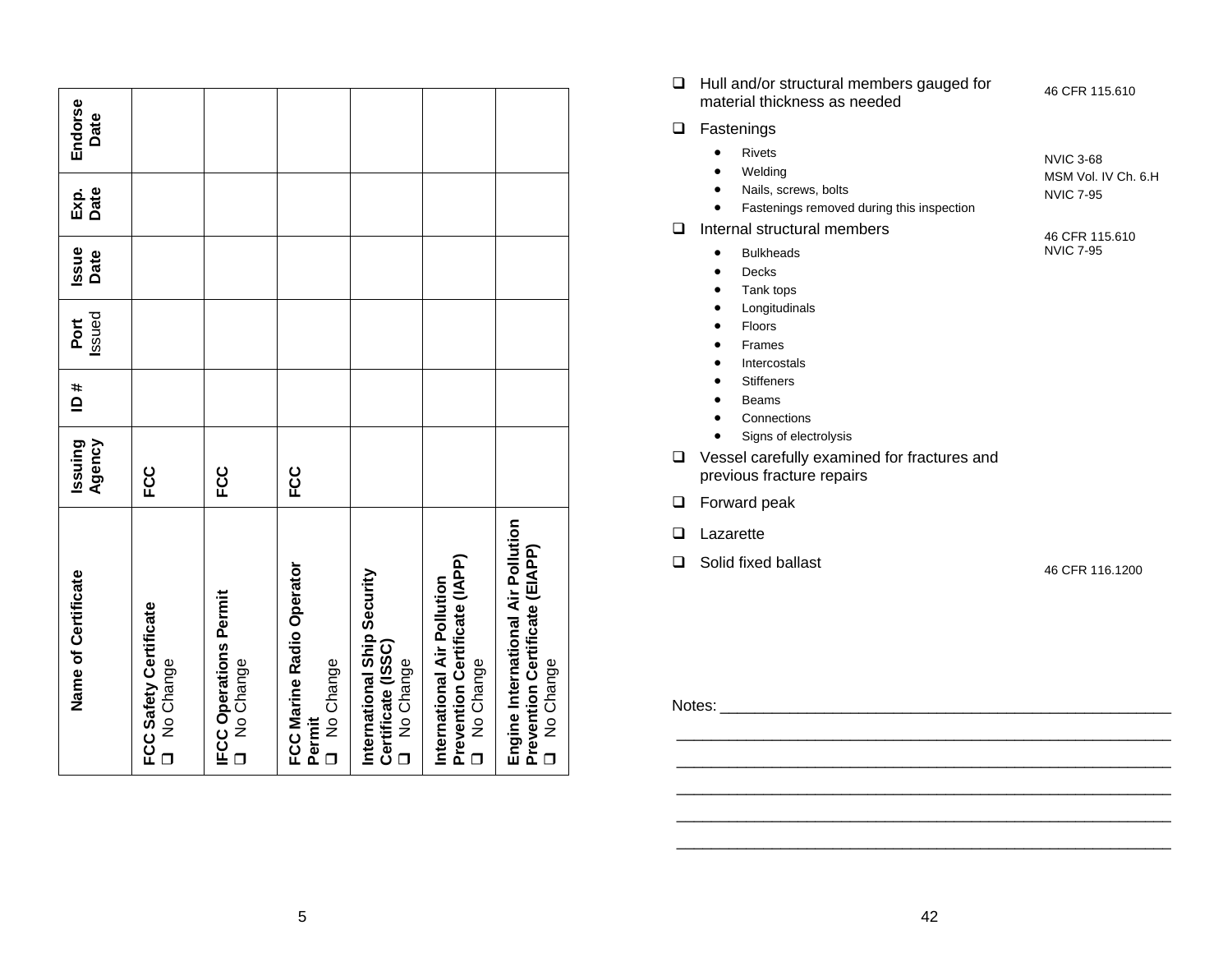| Name of Certificate | Issuing Agency | ID # | Port Issued | Issue Date | Exp. Date | Endorse Date |
|---|---|---|---|---|---|---|
| **FCC Safety Certificate** ❑ No Change | **FCC** | | | | | |
| **IFCC Operations Permit** ❑ No Change | **FCC** | | | | | |
| **FCC Marine Radio Operator Permit** ❑ No Change | **FCC** | | | | | |
| **International Ship Security Certificate (ISSC)** ❑ No Change | | | | | | |
| **International Air Pollution Prevention Certificate (IAPP)** ❑ No Change | | | | | | |
| **Engine International Air Pollution Prevention Certificate (EIAPP)** ❑ No Change | | | | | | |

- ❑ Hull and/or structural members gauged for material thickness as needed — 46 CFR 115.610
- ❑ Fastenings
  - Rivets — NVIC 3-68
  - Welding — MSM Vol. IV Ch. 6.H
  - Nails, screws, bolts — NVIC 7-95
  - Fastenings removed during this inspection
- ❑ Internal structural members — 46 CFR 115.610, NVIC 7-95
  - Bulkheads
  - Decks
  - Tank tops
  - Longitudinals
  - Floors
  - Frames
  - Intercostals
  - Stiffeners
  - Beams
  - Connections
  - Signs of electrolysis
- ❑ Vessel carefully examined for fractures and previous fracture repairs
- ❑ Forward peak
- ❑ Lazarette
- ❑ Solid fixed ballast — 46 CFR 116.1200

Notes: ____________________________________________________

__________________________________________________________

__________________________________________________________

__________________________________________________________

__________________________________________________________

__________________________________________________________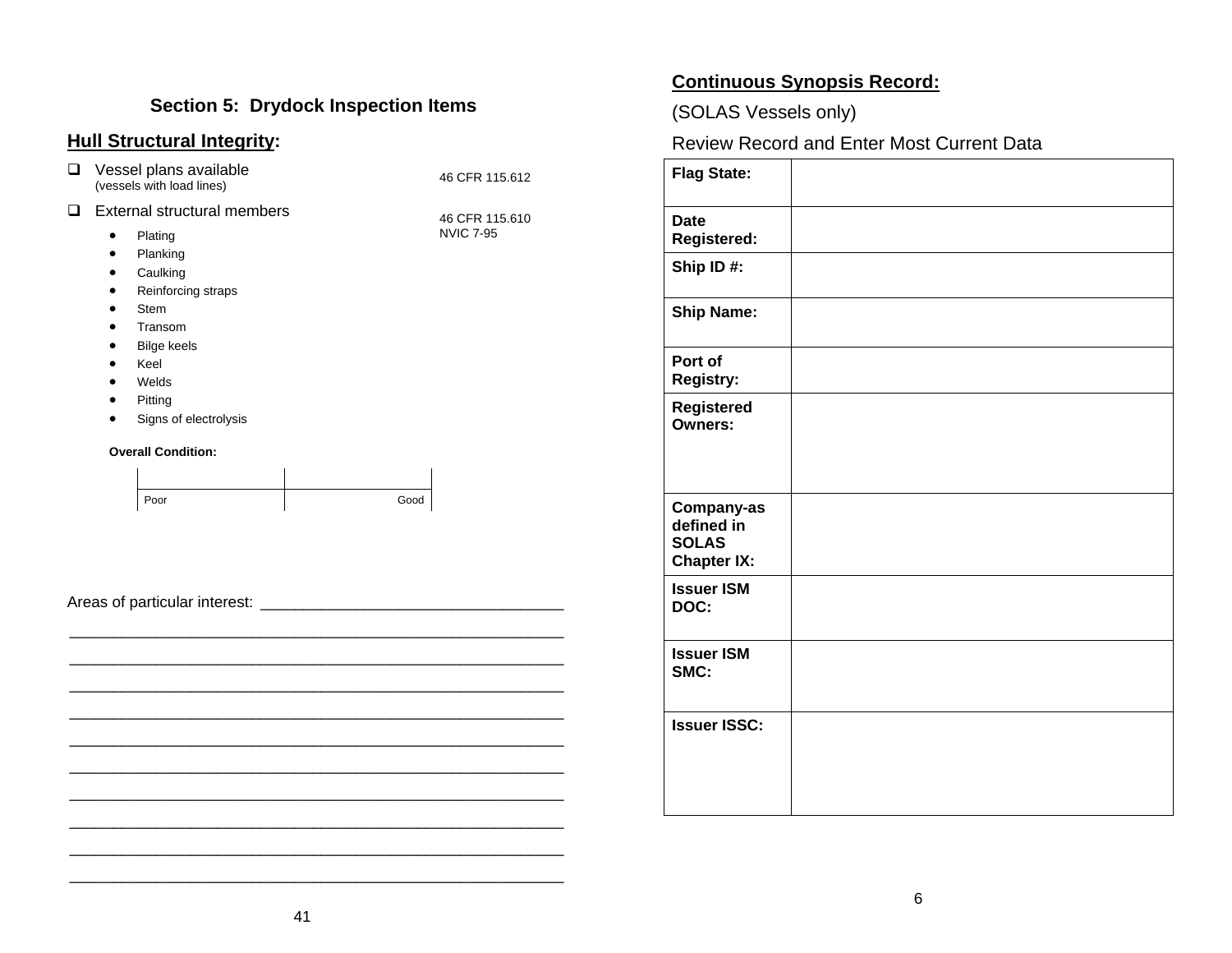## Section 5: Drydock Inspection Items

### Hull Structural Integrity:

- ☐ Vessel plans available (vessels with load lines) — 46 CFR 115.612
- ☐ External structural members — 46 CFR 115.610, NVIC 7-95
  - Plating
  - Planking
  - Caulking
  - Reinforcing straps
  - Stem
  - Transom
  - Bilge keels
  - Keel
  - Welds
  - Pitting
  - Signs of electrolysis

**Overall Condition:**

| Poor | Good |
|---|---|

Areas of particular interest: ___________________________________

_______________________________________________________

_______________________________________________________

_______________________________________________________

_______________________________________________________

_______________________________________________________

_______________________________________________________

_______________________________________________________

_______________________________________________________

_______________________________________________________

_______________________________________________________

### Continuous Synopsis Record:

(SOLAS Vessels only)

Review Record and Enter Most Current Data

| | |
|---|---|
| **Flag State:** | |
| **Date Registered:** | |
| **Ship ID #:** | |
| **Ship Name:** | |
| **Port of Registry:** | |
| **Registered Owners:** | |
| **Company-as defined in SOLAS Chapter IX:** | |
| **Issuer ISM DOC:** | |
| **Issuer ISM SMC:** | |
| **Issuer ISSC:** | |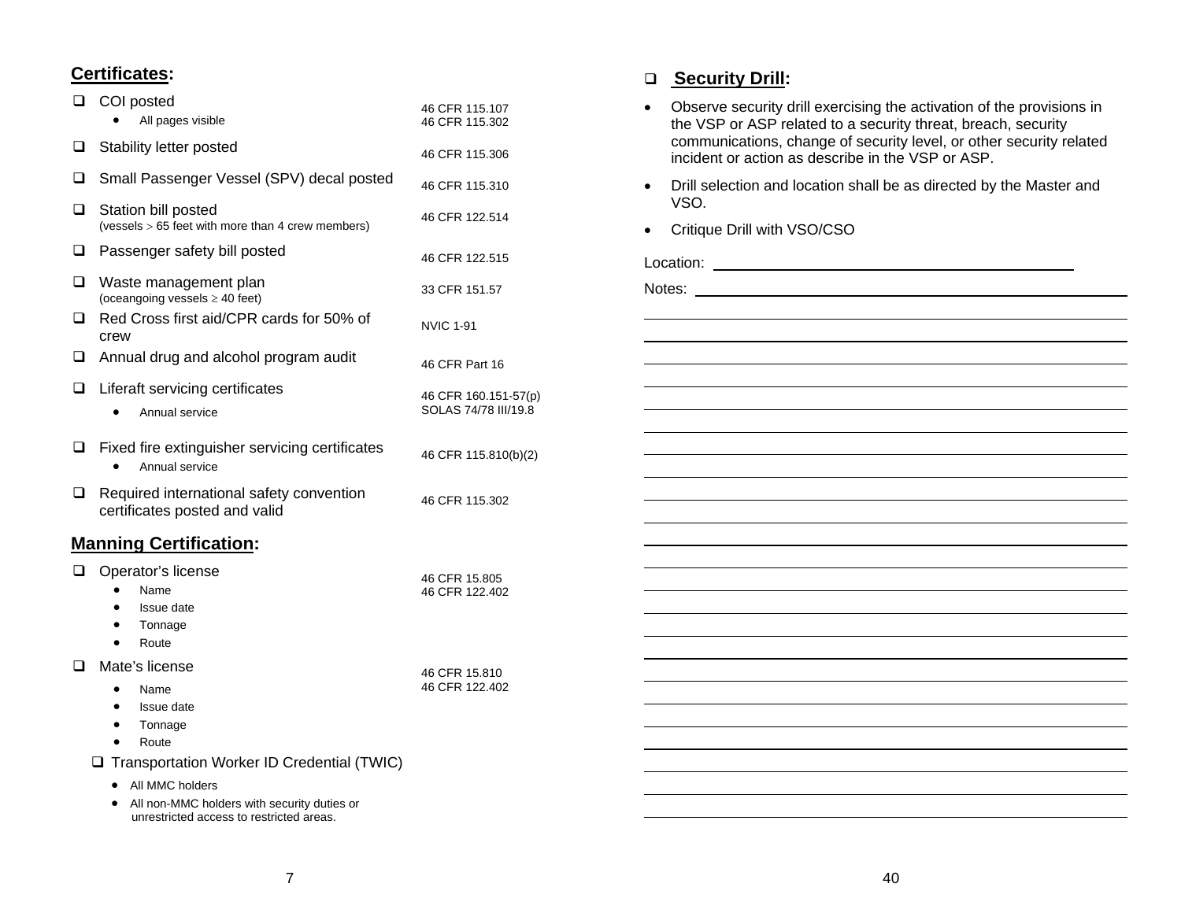## Certificates:

| Item | Reference |
|---|---|
| ☐ COI posted<br>• All pages visible | 46 CFR 115.107<br>46 CFR 115.302 |
| ☐ Stability letter posted | 46 CFR 115.306 |
| ☐ Small Passenger Vessel (SPV) decal posted | 46 CFR 115.310 |
| ☐ Station bill posted (vessels > 65 feet with more than 4 crew members) | 46 CFR 122.514 |
| ☐ Passenger safety bill posted | 46 CFR 122.515 |
| ☐ Waste management plan (oceangoing vessels ≥ 40 feet) | 33 CFR 151.57 |
| ☐ Red Cross first aid/CPR cards for 50% of crew | NVIC 1-91 |
| ☐ Annual drug and alcohol program audit | 46 CFR Part 16 |
| ☐ Liferaft servicing certificates<br>• Annual service | 46 CFR 160.151-57(p)<br>SOLAS 74/78 III/19.8 |
| ☐ Fixed fire extinguisher servicing certificates<br>• Annual service | 46 CFR 115.810(b)(2) |
| ☐ Required international safety convention certificates posted and valid | 46 CFR 115.302 |

## Manning Certification:

| Item | Reference |
|---|---|
| ☐ Operator's license<br>• Name<br>• Issue date<br>• Tonnage<br>• Route | 46 CFR 15.805<br>46 CFR 122.402 |
| ☐ Mate's license<br>• Name<br>• Issue date<br>• Tonnage<br>• Route | 46 CFR 15.810<br>46 CFR 122.402 |

☐ Transportation Worker ID Credential (TWIC)

- All MMC holders
- All non-MMC holders with security duties or unrestricted access to restricted areas.

## ☐ Security Drill:

- Observe security drill exercising the activation of the provisions in the VSP or ASP related to a security threat, breach, security communications, change of security level, or other security related incident or action as describe in the VSP or ASP.
- Drill selection and location shall be as directed by the Master and VSO.
- Critique Drill with VSO/CSO

Location: ______________________________

Notes: ______________________________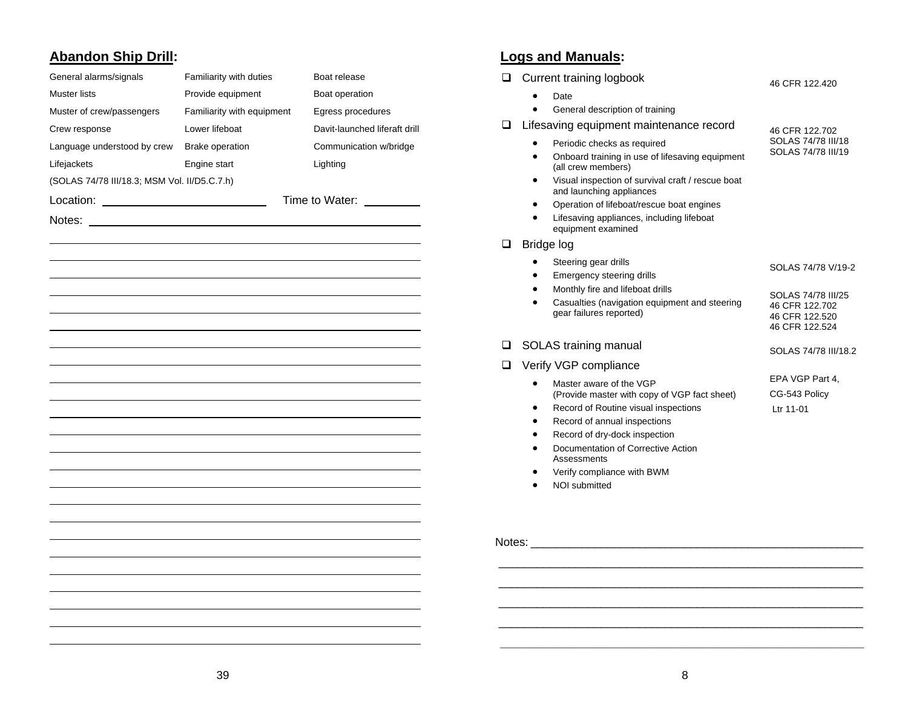## Abandon Ship Drill:

| | | |
|---|---|---|
| General alarms/signals | Familiarity with duties | Boat release |
| Muster lists | Provide equipment | Boat operation |
| Muster of crew/passengers | Familiarity with equipment | Egress procedures |
| Crew response | Lower lifeboat | Davit-launched liferaft drill |
| Language understood by crew | Brake operation | Communication w/bridge |
| Lifejackets | Engine start | Lighting |

(SOLAS 74/78 III/18.3; MSM Vol. II/D5.C.7.h)

Location: ______________________ Time to Water: __________

Notes: ____________________________________________

## Logs and Manuals:

- ☐ Current training logbook — 46 CFR 122.420
  - Date
  - General description of training
- ☐ Lifesaving equipment maintenance record — 46 CFR 122.702; SOLAS 74/78 III/18; SOLAS 74/78 III/19
  - Periodic checks as required
  - Onboard training in use of lifesaving equipment (all crew members)
  - Visual inspection of survival craft / rescue boat and launching appliances
  - Operation of lifeboat/rescue boat engines
  - Lifesaving appliances, including lifeboat equipment examined
- ☐ Bridge log
  - Steering gear drills — SOLAS 74/78 V/19-2
  - Emergency steering drills
  - Monthly fire and lifeboat drills — SOLAS 74/78 III/25; 46 CFR 122.702
  - Casualties (navigation equipment and steering gear failures reported) — 46 CFR 122.520; 46 CFR 122.524
- ☐ SOLAS training manual — SOLAS 74/78 III/18.2
- ☐ Verify VGP compliance — EPA VGP Part 4, CG-543 Policy Ltr 11-01
  - Master aware of the VGP (Provide master with copy of VGP fact sheet)
  - Record of Routine visual inspections
  - Record of annual inspections
  - Record of dry-dock inspection
  - Documentation of Corrective Action Assessments
  - Verify compliance with BWM
  - NOI submitted

Notes: ____________________________________________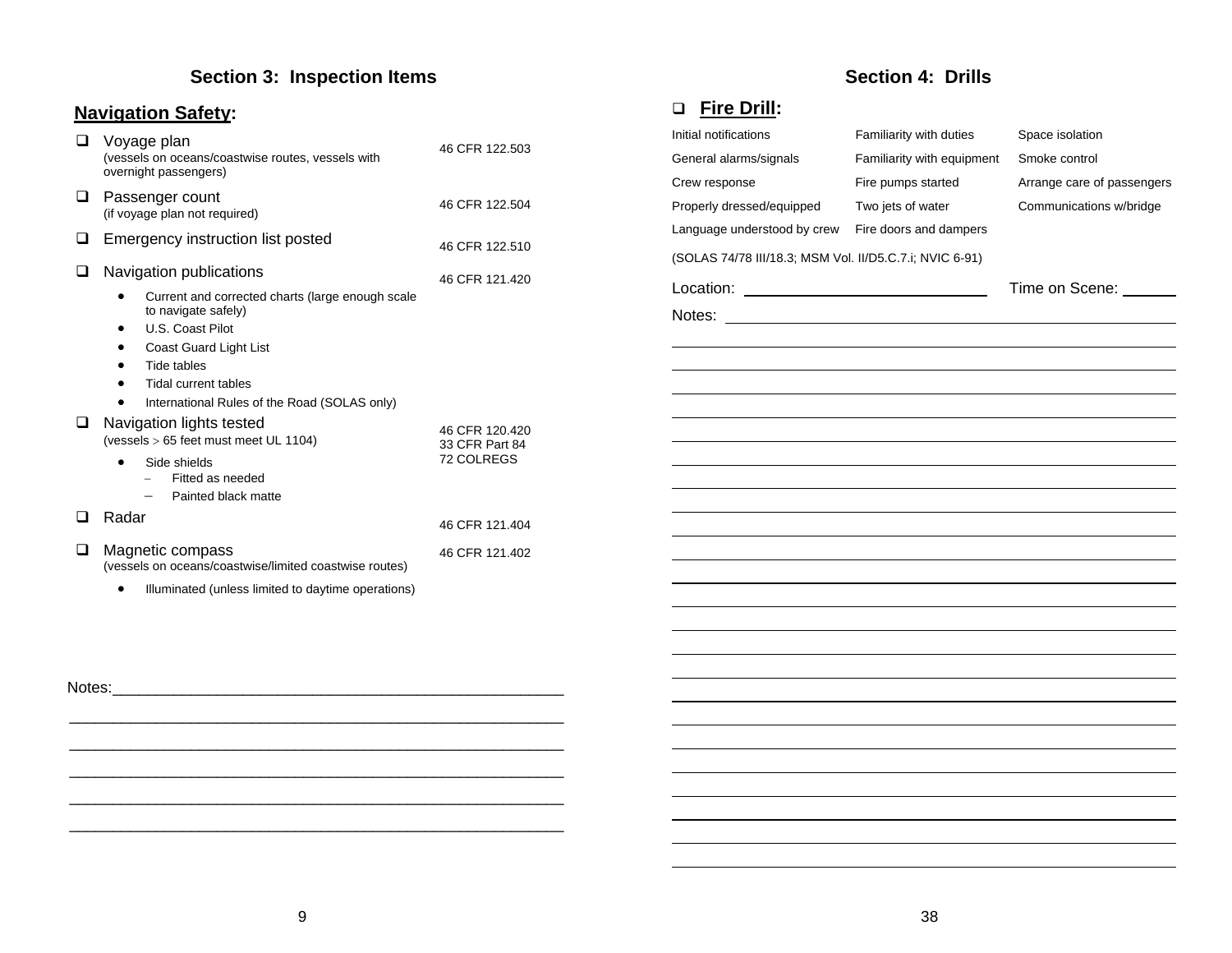## Section 3: Inspection Items

### Navigation Safety:

- ☐ Voyage plan (vessels on oceans/coastwise routes, vessels with overnight passengers) — 46 CFR 122.503
- ☐ Passenger count (if voyage plan not required) — 46 CFR 122.504
- ☐ Emergency instruction list posted — 46 CFR 122.510
- ☐ Navigation publications — 46 CFR 121.420
  - Current and corrected charts (large enough scale to navigate safely)
  - U.S. Coast Pilot
  - Coast Guard Light List
  - Tide tables
  - Tidal current tables
  - International Rules of the Road (SOLAS only)
- ☐ Navigation lights tested (vessels > 65 feet must meet UL 1104) — 46 CFR 120.420, 33 CFR Part 84, 72 COLREGS
  - Side shields
    - Fitted as needed
    - Painted black matte
- ☐ Radar — 46 CFR 121.404
- ☐ Magnetic compass (vessels on oceans/coastwise/limited coastwise routes) — 46 CFR 121.402
  - Illuminated (unless limited to daytime operations)

Notes:_______________________________________________

_______________________________________________

_______________________________________________

_______________________________________________

_______________________________________________

## Section 4: Drills

### ☐ Fire Drill:

| | | |
|---|---|---|
| Initial notifications | Familiarity with duties | Space isolation |
| General alarms/signals | Familiarity with equipment | Smoke control |
| Crew response | Fire pumps started | Arrange care of passengers |
| Properly dressed/equipped | Two jets of water | Communications w/bridge |
| Language understood by crew | Fire doors and dampers | |

(SOLAS 74/78 III/18.3; MSM Vol. II/D5.C.7.i; NVIC 6-91)

Location: ______________________ Time on Scene: ______

Notes: _______________________________________________

_______________________________________________

_______________________________________________

_______________________________________________

_______________________________________________

_______________________________________________

_______________________________________________

_______________________________________________

_______________________________________________

_______________________________________________

_______________________________________________

_______________________________________________

_______________________________________________

_______________________________________________

_______________________________________________

_______________________________________________

_______________________________________________

_______________________________________________

_______________________________________________

_______________________________________________

_______________________________________________

_______________________________________________

_______________________________________________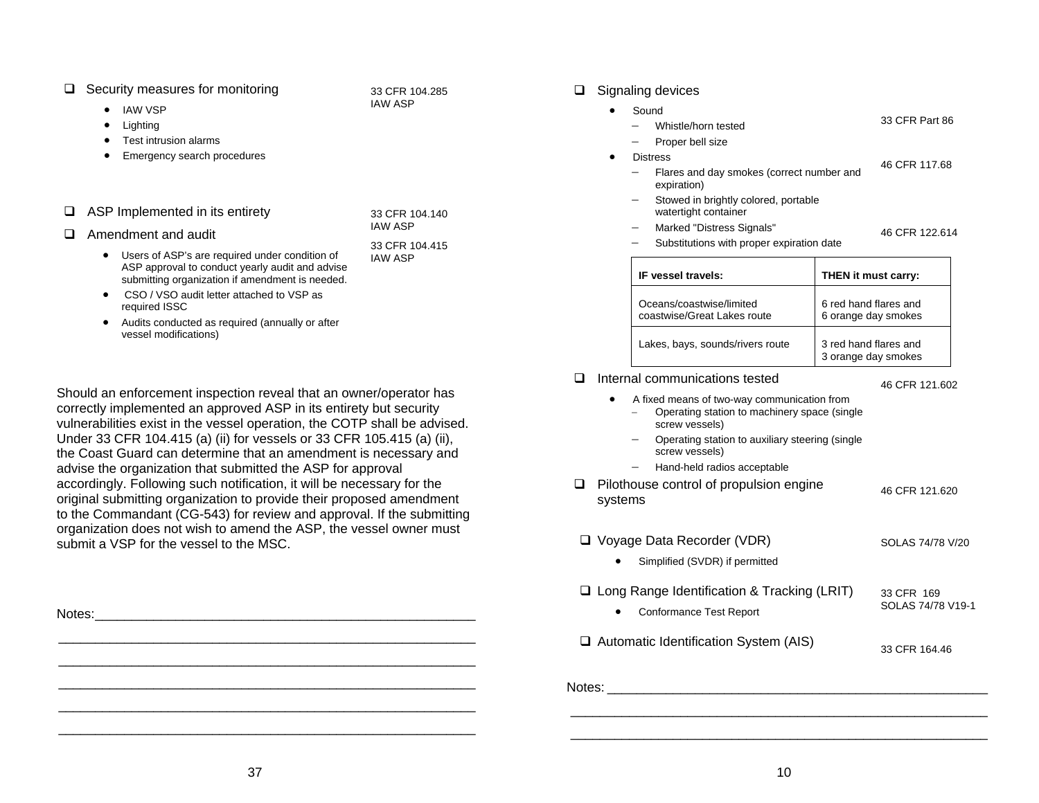- [ ] Security measures for monitoring — 33 CFR 104.285 IAW ASP
  - IAW VSP
  - Lighting
  - Test intrusion alarms
  - Emergency search procedures

- [ ] ASP Implemented in its entirety — 33 CFR 104.140 IAW ASP
- [ ] Amendment and audit — 33 CFR 104.415 IAW ASP
  - Users of ASP's are required under condition of ASP approval to conduct yearly audit and advise submitting organization if amendment is needed.
  - CSO / VSO audit letter attached to VSP as required ISSC
  - Audits conducted as required (annually or after vessel modifications)

Should an enforcement inspection reveal that an owner/operator has correctly implemented an approved ASP in its entirety but security vulnerabilities exist in the vessel operation, the COTP shall be advised. Under 33 CFR 104.415 (a) (ii) for vessels or 33 CFR 105.415 (a) (ii), the Coast Guard can determine that an amendment is necessary and advise the organization that submitted the ASP for approval accordingly. Following such notification, it will be necessary for the original submitting organization to provide their proposed amendment to the Commandant (CG-543) for review and approval. If the submitting organization does not wish to amend the ASP, the vessel owner must submit a VSP for the vessel to the MSC.

Notes:______________________________________________________

- [ ] Signaling devices
  - Sound — 33 CFR Part 86
    - Whistle/horn tested
    - Proper bell size
  - Distress — 46 CFR 117.68
    - Flares and day smokes (correct number and expiration)
    - Stowed in brightly colored, portable watertight container
    - Marked "Distress Signals" — 46 CFR 122.614
    - Substitutions with proper expiration date

| IF vessel travels: | THEN it must carry: |
|---|---|
| Oceans/coastwise/limited coastwise/Great Lakes route | 6 red hand flares and 6 orange day smokes |
| Lakes, bays, sounds/rivers route | 3 red hand flares and 3 orange day smokes |

- [ ] Internal communications tested — 46 CFR 121.602
  - A fixed means of two-way communication from
    - Operating station to machinery space (single screw vessels)
    - Operating station to auxiliary steering (single screw vessels)
    - Hand-held radios acceptable
- [ ] Pilothouse control of propulsion engine systems — 46 CFR 121.620
- [ ] Voyage Data Recorder (VDR) — SOLAS 74/78 V/20
  - Simplified (SVDR) if permitted
- [ ] Long Range Identification & Tracking (LRIT) — 33 CFR 169, SOLAS 74/78 V19-1
  - Conformance Test Report
- [ ] Automatic Identification System (AIS) — 33 CFR 164.46

Notes: ______________________________________________________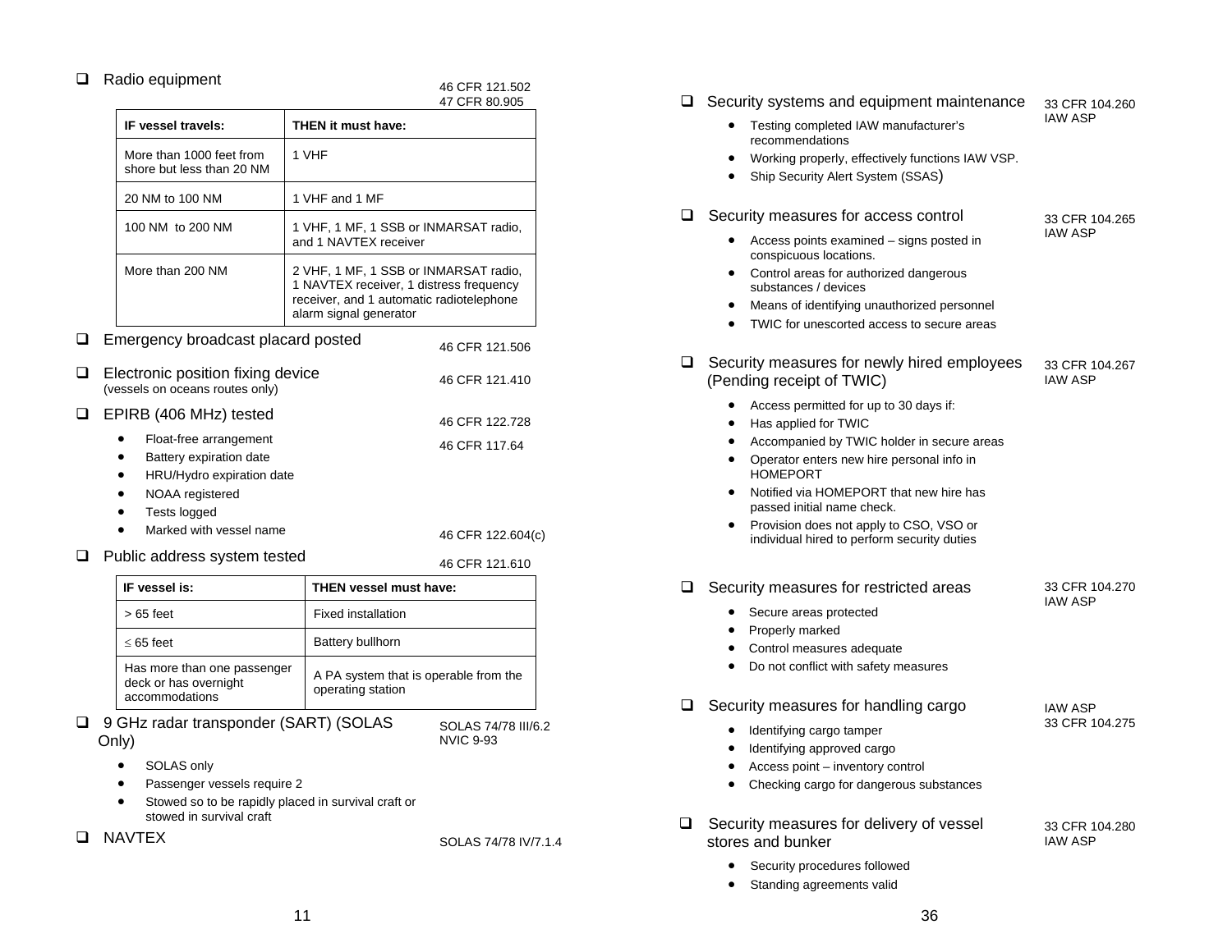- [ ] Radio equipment — 46 CFR 121.502; 47 CFR 80.905

| IF vessel travels: | THEN it must have: |
|---|---|
| More than 1000 feet from shore but less than 20 NM | 1 VHF |
| 20 NM to 100 NM | 1 VHF and 1 MF |
| 100 NM to 200 NM | 1 VHF, 1 MF, 1 SSB or INMARSAT radio, and 1 NAVTEX receiver |
| More than 200 NM | 2 VHF, 1 MF, 1 SSB or INMARSAT radio, 1 NAVTEX receiver, 1 distress frequency receiver, and 1 automatic radiotelephone alarm signal generator |

- [ ] Emergency broadcast placard posted — 46 CFR 121.506

- [ ] Electronic position fixing device (vessels on oceans routes only) — 46 CFR 121.410

- [ ] EPIRB (406 MHz) tested — 46 CFR 122.728; 46 CFR 117.64
  - Float-free arrangement
  - Battery expiration date
  - HRU/Hydro expiration date
  - NOAA registered
  - Tests logged
  - Marked with vessel name — 46 CFR 122.604(c)

- [ ] Public address system tested — 46 CFR 121.610

| IF vessel is: | THEN vessel must have: |
|---|---|
| > 65 feet | Fixed installation |
| ≤ 65 feet | Battery bullhorn |
| Has more than one passenger deck or has overnight accommodations | A PA system that is operable from the operating station |

- [ ] 9 GHz radar transponder (SART) (SOLAS Only) — SOLAS 74/78 III/6.2; NVIC 9-93
  - SOLAS only
  - Passenger vessels require 2
  - Stowed so to be rapidly placed in survival craft or stowed in survival craft

- [ ] NAVTEX — SOLAS 74/78 IV/7.1.4

- [ ] Security systems and equipment maintenance — 33 CFR 104.260; IAW ASP
  - Testing completed IAW manufacturer's recommendations
  - Working properly, effectively functions IAW VSP.
  - Ship Security Alert System (SSAS)

- [ ] Security measures for access control — 33 CFR 104.265; IAW ASP
  - Access points examined – signs posted in conspicuous locations.
  - Control areas for authorized dangerous substances / devices
  - Means of identifying unauthorized personnel
  - TWIC for unescorted access to secure areas

- [ ] Security measures for newly hired employees (Pending receipt of TWIC) — 33 CFR 104.267; IAW ASP
  - Access permitted for up to 30 days if:
  - Has applied for TWIC
  - Accompanied by TWIC holder in secure areas
  - Operator enters new hire personal info in HOMEPORT
  - Notified via HOMEPORT that new hire has passed initial name check.
  - Provision does not apply to CSO, VSO or individual hired to perform security duties

- [ ] Security measures for restricted areas — 33 CFR 104.270; IAW ASP
  - Secure areas protected
  - Properly marked
  - Control measures adequate
  - Do not conflict with safety measures

- [ ] Security measures for handling cargo — IAW ASP; 33 CFR 104.275
  - Identifying cargo tamper
  - Identifying approved cargo
  - Access point – inventory control
  - Checking cargo for dangerous substances

- [ ] Security measures for delivery of vessel stores and bunker — 33 CFR 104.280; IAW ASP
  - Security procedures followed
  - Standing agreements valid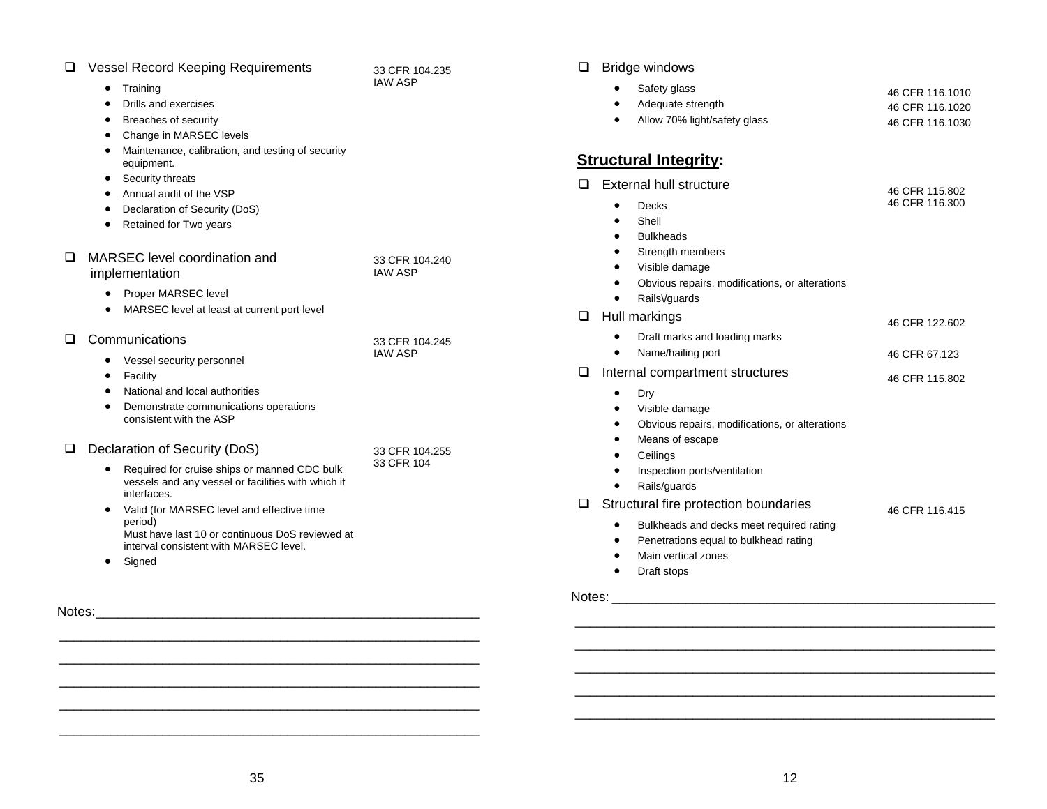- [ ] Vessel Record Keeping Requirements — 33 CFR 104.235 IAW ASP
    - Training
    - Drills and exercises
    - Breaches of security
    - Change in MARSEC levels
    - Maintenance, calibration, and testing of security equipment.
    - Security threats
    - Annual audit of the VSP
    - Declaration of Security (DoS)
    - Retained for Two years

- [ ] MARSEC level coordination and implementation — 33 CFR 104.240 IAW ASP
    - Proper MARSEC level
    - MARSEC level at least at current port level

- [ ] Communications — 33 CFR 104.245 IAW ASP
    - Vessel security personnel
    - Facility
    - National and local authorities
    - Demonstrate communications operations consistent with the ASP

- [ ] Declaration of Security (DoS) — 33 CFR 104.255 33 CFR 104
    - Required for cruise ships or manned CDC bulk vessels and any vessel or facilities with which it interfaces.
    - Valid (for MARSEC level and effective time period)
      Must have last 10 or continuous DoS reviewed at interval consistent with MARSEC level.
    - Signed

Notes:______________________________________________________

______________________________________________________________

______________________________________________________________

______________________________________________________________

______________________________________________________________

______________________________________________________________

- [ ] Bridge windows
    - Safety glass — 46 CFR 116.1010
    - Adequate strength — 46 CFR 116.1020
    - Allow 70% light/safety glass — 46 CFR 116.1030

## Structural Integrity:

- [ ] External hull structure — 46 CFR 115.802 46 CFR 116.300
    - Decks
    - Shell
    - Bulkheads
    - Strength members
    - Visible damage
    - Obvious repairs, modifications, or alterations
    - Rails\/guards
- [ ] Hull markings — 46 CFR 122.602
    - Draft marks and loading marks
    - Name/hailing port — 46 CFR 67.123
- [ ] Internal compartment structures — 46 CFR 115.802
    - Dry
    - Visible damage
    - Obvious repairs, modifications, or alterations
    - Means of escape
    - Ceilings
    - Inspection ports/ventilation
    - Rails/guards
- [ ] Structural fire protection boundaries — 46 CFR 116.415
    - Bulkheads and decks meet required rating
    - Penetrations equal to bulkhead rating
    - Main vertical zones
    - Draft stops

Notes: _____________________________________________________

______________________________________________________________

______________________________________________________________

______________________________________________________________

______________________________________________________________

______________________________________________________________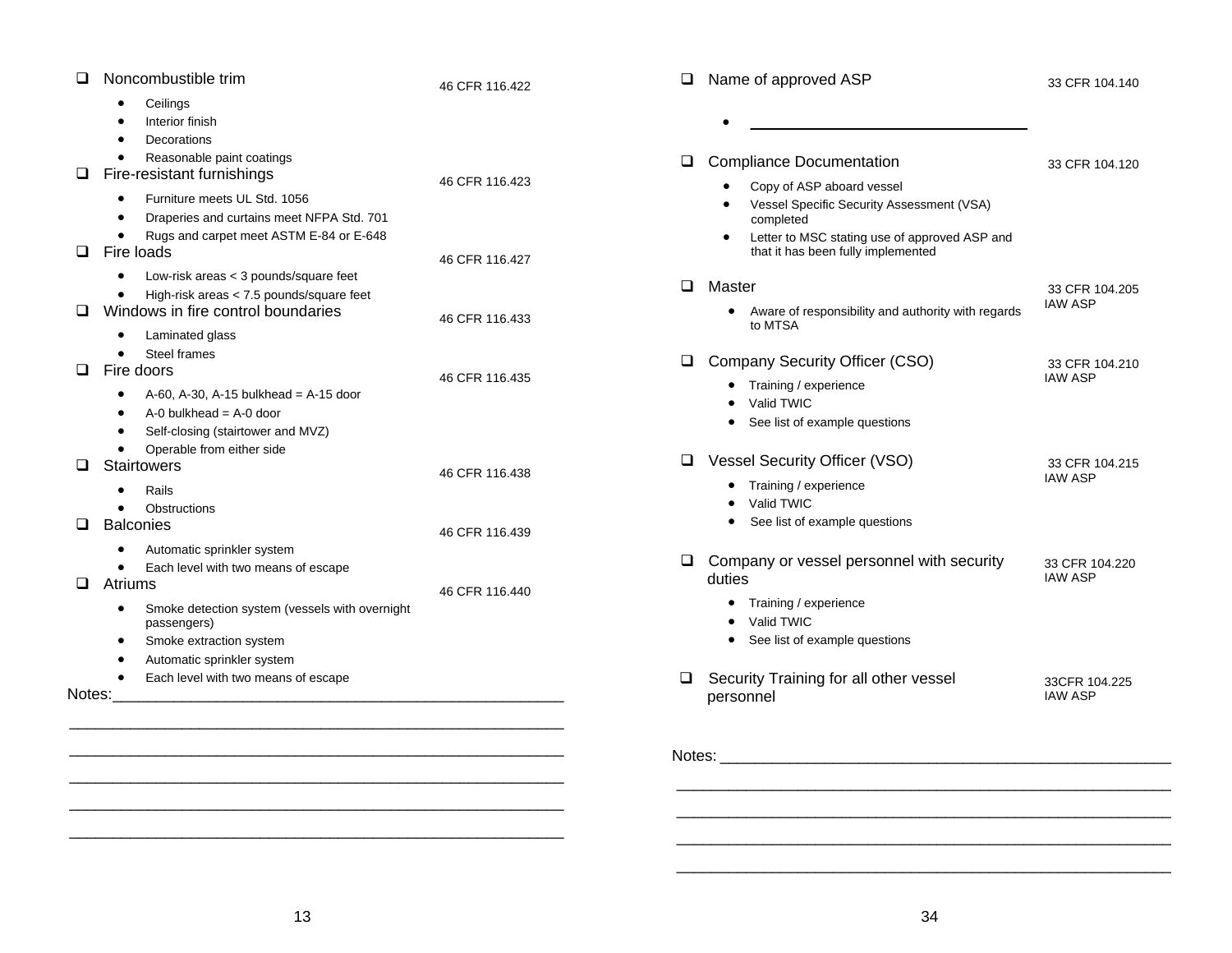- [ ] Noncombustible trim — 46 CFR 116.422
  - Ceilings
  - Interior finish
  - Decorations
  - Reasonable paint coatings
- [ ] Fire-resistant furnishings — 46 CFR 116.423
  - Furniture meets UL Std. 1056
  - Draperies and curtains meet NFPA Std. 701
  - Rugs and carpet meet ASTM E-84 or E-648
- [ ] Fire loads — 46 CFR 116.427
  - Low-risk areas < 3 pounds/square feet
  - High-risk areas < 7.5 pounds/square feet
- [ ] Windows in fire control boundaries — 46 CFR 116.433
  - Laminated glass
  - Steel frames
- [ ] Fire doors — 46 CFR 116.435
  - A-60, A-30, A-15 bulkhead = A-15 door
  - A-0 bulkhead = A-0 door
  - Self-closing (stairtower and MVZ)
  - Operable from either side
- [ ] Stairtowers — 46 CFR 116.438
  - Rails
  - Obstructions
- [ ] Balconies — 46 CFR 116.439
  - Automatic sprinkler system
  - Each level with two means of escape
- [ ] Atriums — 46 CFR 116.440
  - Smoke detection system (vessels with overnight passengers)
  - Smoke extraction system
  - Automatic sprinkler system
  - Each level with two means of escape

Notes:____________________________________________________________

____________________________________________________________

____________________________________________________________

____________________________________________________________

____________________________________________________________

____________________________________________________________

- [ ] Name of approved ASP — 33 CFR 104.140
  - ________________________________
- [ ] Compliance Documentation — 33 CFR 104.120
  - Copy of ASP aboard vessel
  - Vessel Specific Security Assessment (VSA) completed
  - Letter to MSC stating use of approved ASP and that it has been fully implemented
- [ ] Master — 33 CFR 104.205 IAW ASP
  - Aware of responsibility and authority with regards to MTSA
- [ ] Company Security Officer (CSO) — 33 CFR 104.210 IAW ASP
  - Training / experience
  - Valid TWIC
  - See list of example questions
- [ ] Vessel Security Officer (VSO) — 33 CFR 104.215 IAW ASP
  - Training / experience
  - Valid TWIC
  - See list of example questions
- [ ] Company or vessel personnel with security duties — 33 CFR 104.220 IAW ASP
  - Training / experience
  - Valid TWIC
  - See list of example questions
- [ ] Security Training for all other vessel personnel — 33CFR 104.225 IAW ASP

Notes: ____________________________________________________________

____________________________________________________________

____________________________________________________________

____________________________________________________________

____________________________________________________________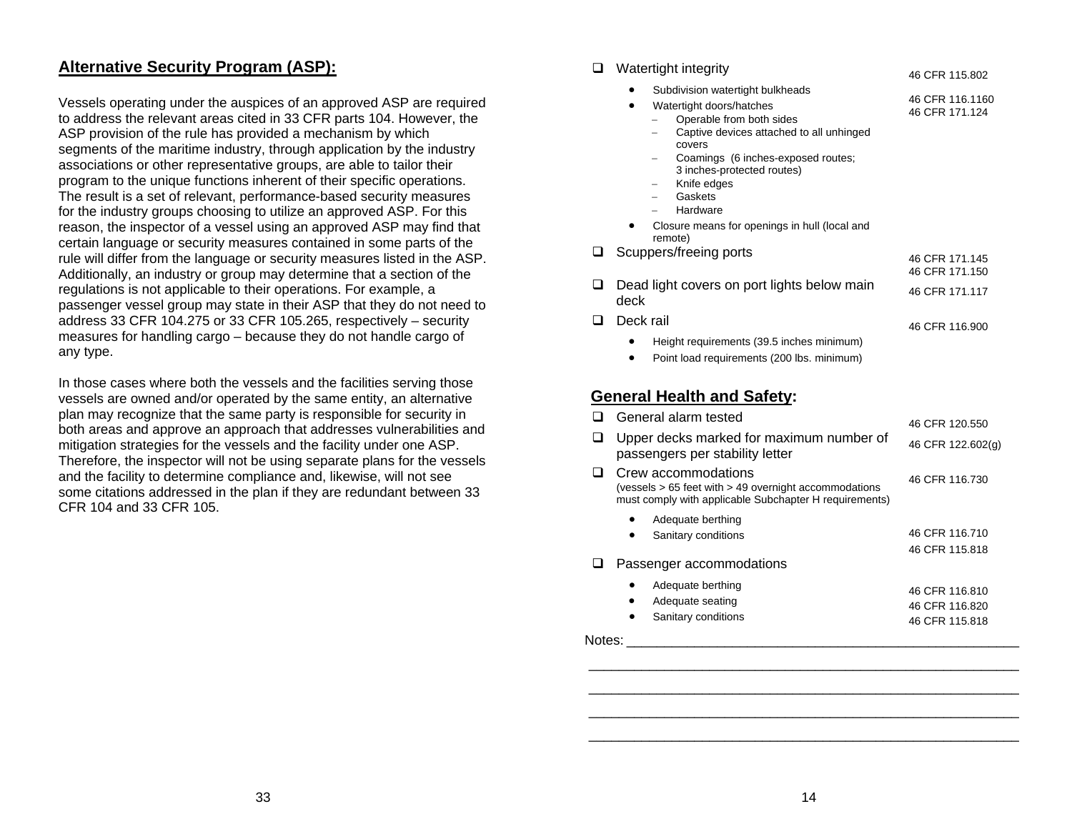## Alternative Security Program (ASP):

Vessels operating under the auspices of an approved ASP are required to address the relevant areas cited in 33 CFR parts 104. However, the ASP provision of the rule has provided a mechanism by which segments of the maritime industry, through application by the industry associations or other representative groups, are able to tailor their program to the unique functions inherent of their specific operations. The result is a set of relevant, performance-based security measures for the industry groups choosing to utilize an approved ASP. For this reason, the inspector of a vessel using an approved ASP may find that certain language or security measures contained in some parts of the rule will differ from the language or security measures listed in the ASP. Additionally, an industry or group may determine that a section of the regulations is not applicable to their operations. For example, a passenger vessel group may state in their ASP that they do not need to address 33 CFR 104.275 or 33 CFR 105.265, respectively – security measures for handling cargo – because they do not handle cargo of any type.

In those cases where both the vessels and the facilities serving those vessels are owned and/or operated by the same entity, an alternative plan may recognize that the same party is responsible for security in both areas and approve an approach that addresses vulnerabilities and mitigation strategies for the vessels and the facility under one ASP. Therefore, the inspector will not be using separate plans for the vessels and the facility to determine compliance and, likewise, will not see some citations addressed in the plan if they are redundant between 33 CFR 104 and 33 CFR 105.

- ❑ Watertight integrity — 46 CFR 115.802
  - Subdivision watertight bulkheads — 46 CFR 116.1160, 46 CFR 171.124
  - Watertight doors/hatches
    - Operable from both sides
    - Captive devices attached to all unhinged covers
    - Coamings (6 inches-exposed routes; 3 inches-protected routes)
    - Knife edges
    - Gaskets
    - Hardware
  - Closure means for openings in hull (local and remote)
- ❑ Scuppers/freeing ports — 46 CFR 171.145, 46 CFR 171.150
- ❑ Dead light covers on port lights below main deck — 46 CFR 171.117
- ❑ Deck rail — 46 CFR 116.900
  - Height requirements (39.5 inches minimum)
  - Point load requirements (200 lbs. minimum)

## General Health and Safety:

- ❑ General alarm tested — 46 CFR 120.550
- ❑ Upper decks marked for maximum number of passengers per stability letter — 46 CFR 122.602(g)
- ❑ Crew accommodations (vessels > 65 feet with > 49 overnight accommodations must comply with applicable Subchapter H requirements) — 46 CFR 116.730
  - Adequate berthing — 46 CFR 116.710
  - Sanitary conditions — 46 CFR 115.818
- ❑ Passenger accommodations
  - Adequate berthing — 46 CFR 116.810
  - Adequate seating — 46 CFR 116.820
  - Sanitary conditions — 46 CFR 115.818

Notes: ____________________________________________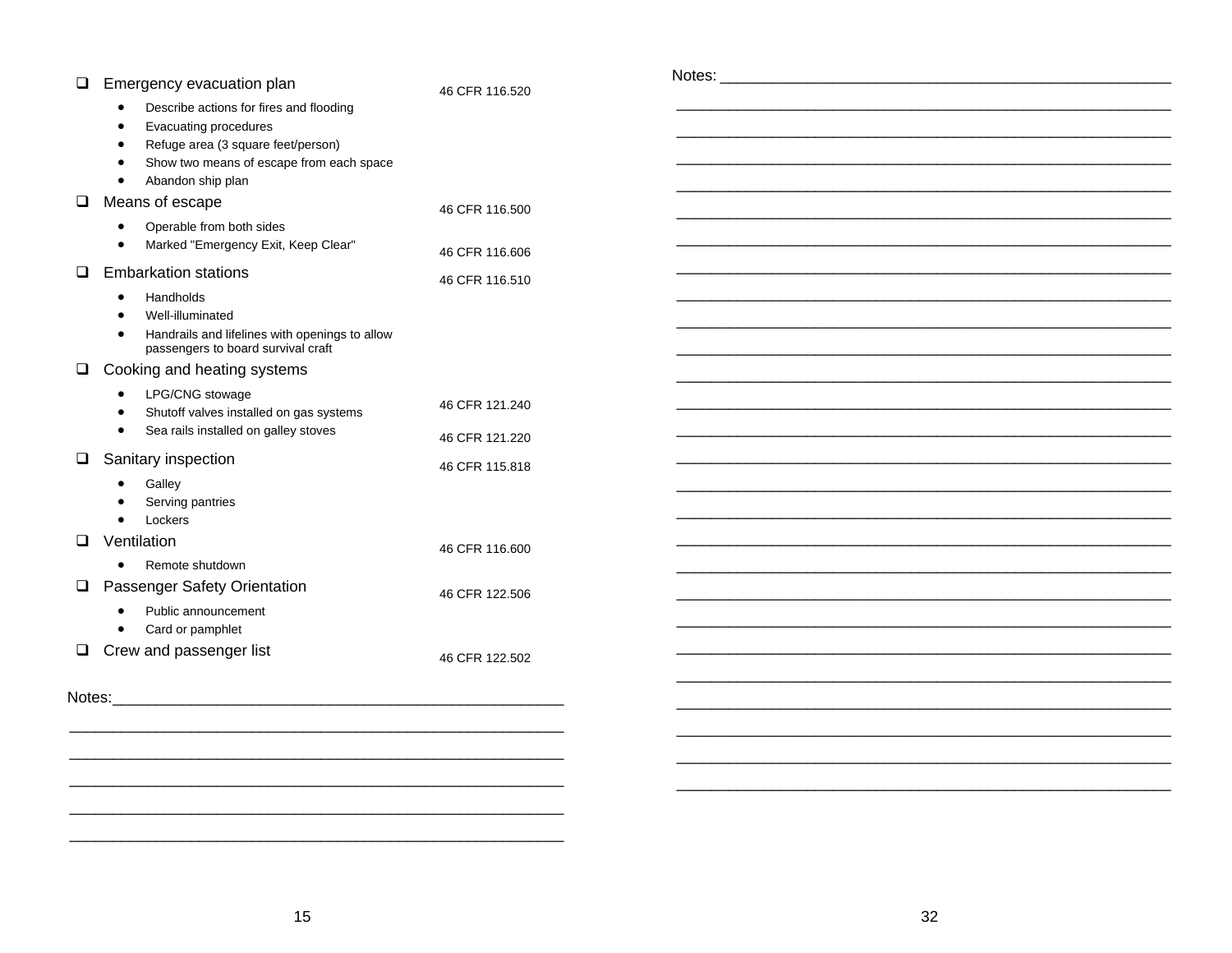- [ ] Emergency evacuation plan — 46 CFR 116.520
  - Describe actions for fires and flooding
  - Evacuating procedures
  - Refuge area (3 square feet/person)
  - Show two means of escape from each space
  - Abandon ship plan
- [ ] Means of escape — 46 CFR 116.500
  - Operable from both sides
  - Marked "Emergency Exit, Keep Clear" — 46 CFR 116.606
- [ ] Embarkation stations — 46 CFR 116.510
  - Handholds
  - Well-illuminated
  - Handrails and lifelines with openings to allow passengers to board survival craft
- [ ] Cooking and heating systems
  - LPG/CNG stowage
  - Shutoff valves installed on gas systems — 46 CFR 121.240
  - Sea rails installed on galley stoves — 46 CFR 121.220
- [ ] Sanitary inspection — 46 CFR 115.818
  - Galley
  - Serving pantries
  - Lockers
- [ ] Ventilation — 46 CFR 116.600
  - Remote shutdown
- [ ] Passenger Safety Orientation — 46 CFR 122.506
  - Public announcement
  - Card or pamphlet
- [ ] Crew and passenger list — 46 CFR 122.502

Notes:______________________________________________________

___________________________________________________________

___________________________________________________________

___________________________________________________________

___________________________________________________________

___________________________________________________________

Notes: _____________________________________________________

___________________________________________________________

___________________________________________________________

___________________________________________________________

___________________________________________________________

___________________________________________________________

___________________________________________________________

___________________________________________________________

___________________________________________________________

___________________________________________________________

___________________________________________________________

___________________________________________________________

___________________________________________________________

___________________________________________________________

___________________________________________________________

___________________________________________________________

___________________________________________________________

___________________________________________________________

___________________________________________________________

___________________________________________________________

___________________________________________________________

___________________________________________________________

___________________________________________________________

___________________________________________________________

___________________________________________________________

___________________________________________________________

___________________________________________________________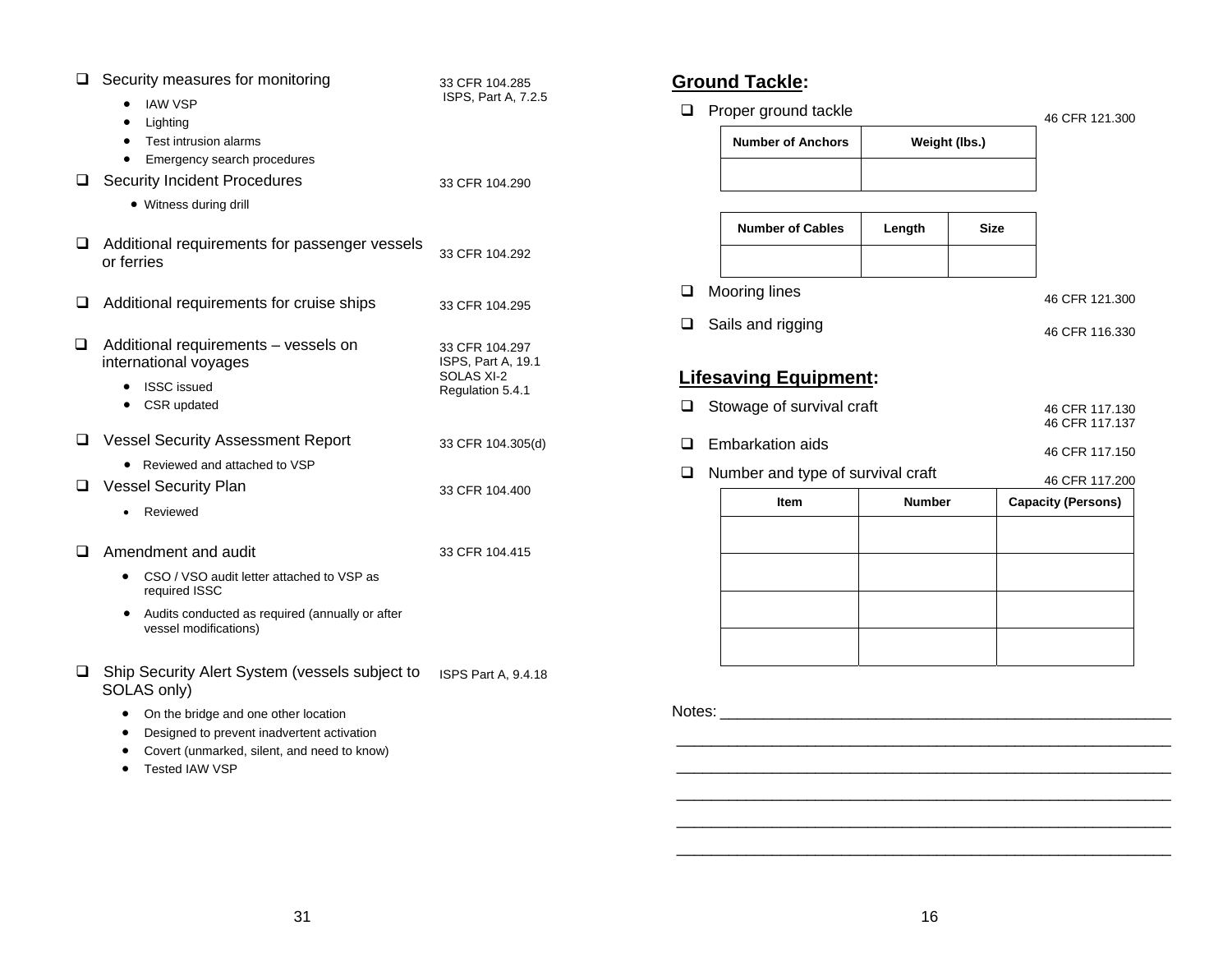- ☐ Security measures for monitoring — 33 CFR 104.285, ISPS, Part A, 7.2.5
  - IAW VSP
  - Lighting
  - Test intrusion alarms
  - Emergency search procedures
- ☐ Security Incident Procedures — 33 CFR 104.290
  - Witness during drill
- ☐ Additional requirements for passenger vessels or ferries — 33 CFR 104.292
- ☐ Additional requirements for cruise ships — 33 CFR 104.295
- ☐ Additional requirements – vessels on international voyages — 33 CFR 104.297, ISPS, Part A, 19.1, SOLAS XI-2 Regulation 5.4.1
  - ISSC issued
  - CSR updated
- ☐ Vessel Security Assessment Report — 33 CFR 104.305(d)
  - Reviewed and attached to VSP
- ☐ Vessel Security Plan — 33 CFR 104.400
  - Reviewed
- ☐ Amendment and audit — 33 CFR 104.415
  - CSO / VSO audit letter attached to VSP as required ISSC
  - Audits conducted as required (annually or after vessel modifications)
- ☐ Ship Security Alert System (vessels subject to SOLAS only) — ISPS Part A, 9.4.18
  - On the bridge and one other location
  - Designed to prevent inadvertent activation
  - Covert (unmarked, silent, and need to know)
  - Tested IAW VSP

## Ground Tackle:

- ☐ Proper ground tackle — 46 CFR 121.300

| Number of Anchors | Weight (lbs.) |
|---|---|
| | |

| Number of Cables | Length | Size |
|---|---|---|
| | | |

- ☐ Mooring lines — 46 CFR 121.300
- ☐ Sails and rigging — 46 CFR 116.330

## Lifesaving Equipment:

- ☐ Stowage of survival craft — 46 CFR 117.130, 46 CFR 117.137
- ☐ Embarkation aids — 46 CFR 117.150
- ☐ Number and type of survival craft — 46 CFR 117.200

| Item | Number | Capacity (Persons) |
|---|---|---|
| | | |
| | | |
| | | |
| | | |

Notes: ______________________________________________________

____________________________________________________________

____________________________________________________________

____________________________________________________________

____________________________________________________________

____________________________________________________________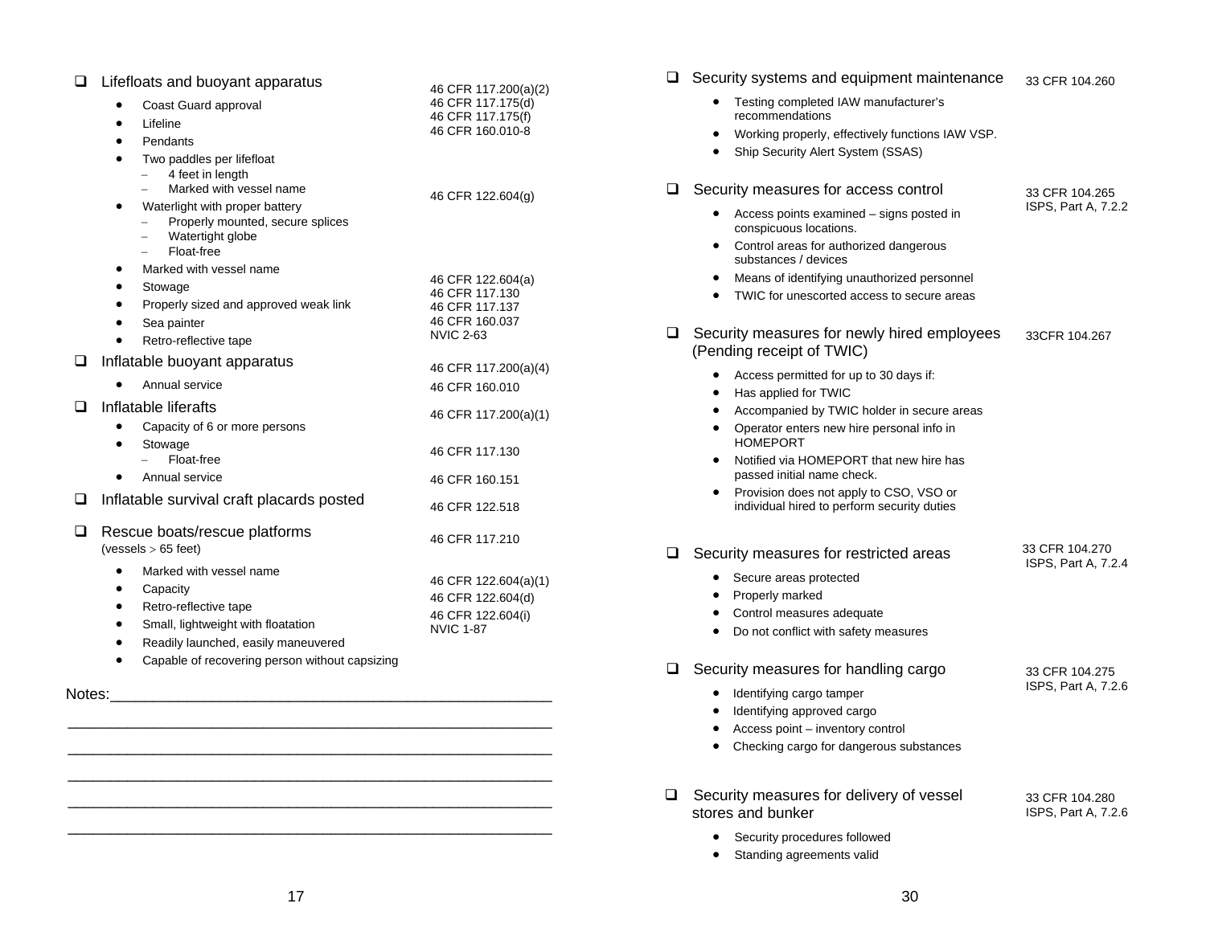- [ ] Lifefloats and buoyant apparatus — 46 CFR 117.200(a)(2)
  - Coast Guard approval — 46 CFR 117.175(d)
  - Lifeline — 46 CFR 117.175(f)
  - Pendants — 46 CFR 160.010-8
  - Two paddles per lifefloat
    - 4 feet in length
    - Marked with vessel name
  - Waterlight with proper battery — 46 CFR 122.604(g)
    - Properly mounted, secure splices
    - Watertight globe
    - Float-free
  - Marked with vessel name — 46 CFR 122.604(a)
  - Stowage — 46 CFR 117.130
  - Properly sized and approved weak link — 46 CFR 117.137
  - Sea painter — 46 CFR 160.037
  - Retro-reflective tape — NVIC 2-63
- [ ] Inflatable buoyant apparatus — 46 CFR 117.200(a)(4)
  - Annual service — 46 CFR 160.010
- [ ] Inflatable liferafts — 46 CFR 117.200(a)(1)
  - Capacity of 6 or more persons
  - Stowage — 46 CFR 117.130
    - Float-free
  - Annual service — 46 CFR 160.151
- [ ] Inflatable survival craft placards posted — 46 CFR 122.518
- [ ] Rescue boats/rescue platforms (vessels > 65 feet) — 46 CFR 117.210
  - Marked with vessel name — 46 CFR 122.604(a)(1)
  - Capacity — 46 CFR 122.604(d)
  - Retro-reflective tape — 46 CFR 122.604(i)
  - Small, lightweight with floatation — NVIC 1-87
  - Readily launched, easily maneuvered
  - Capable of recovering person without capsizing

Notes:____________________________________________________

__________________________________________________________

__________________________________________________________

__________________________________________________________

__________________________________________________________

__________________________________________________________

- [ ] Security systems and equipment maintenance — 33 CFR 104.260
  - Testing completed IAW manufacturer's recommendations
  - Working properly, effectively functions IAW VSP.
  - Ship Security Alert System (SSAS)
- [ ] Security measures for access control — 33 CFR 104.265, ISPS, Part A, 7.2.2
  - Access points examined – signs posted in conspicuous locations.
  - Control areas for authorized dangerous substances / devices
  - Means of identifying unauthorized personnel
  - TWIC for unescorted access to secure areas
- [ ] Security measures for newly hired employees (Pending receipt of TWIC) — 33CFR 104.267
  - Access permitted for up to 30 days if:
  - Has applied for TWIC
  - Accompanied by TWIC holder in secure areas
  - Operator enters new hire personal info in HOMEPORT
  - Notified via HOMEPORT that new hire has passed initial name check.
  - Provision does not apply to CSO, VSO or individual hired to perform security duties
- [ ] Security measures for restricted areas — 33 CFR 104.270, ISPS, Part A, 7.2.4
  - Secure areas protected
  - Properly marked
  - Control measures adequate
  - Do not conflict with safety measures
- [ ] Security measures for handling cargo — 33 CFR 104.275, ISPS, Part A, 7.2.6
  - Identifying cargo tamper
  - Identifying approved cargo
  - Access point – inventory control
  - Checking cargo for dangerous substances
- [ ] Security measures for delivery of vessel stores and bunker — 33 CFR 104.280, ISPS, Part A, 7.2.6
  - Security procedures followed
  - Standing agreements valid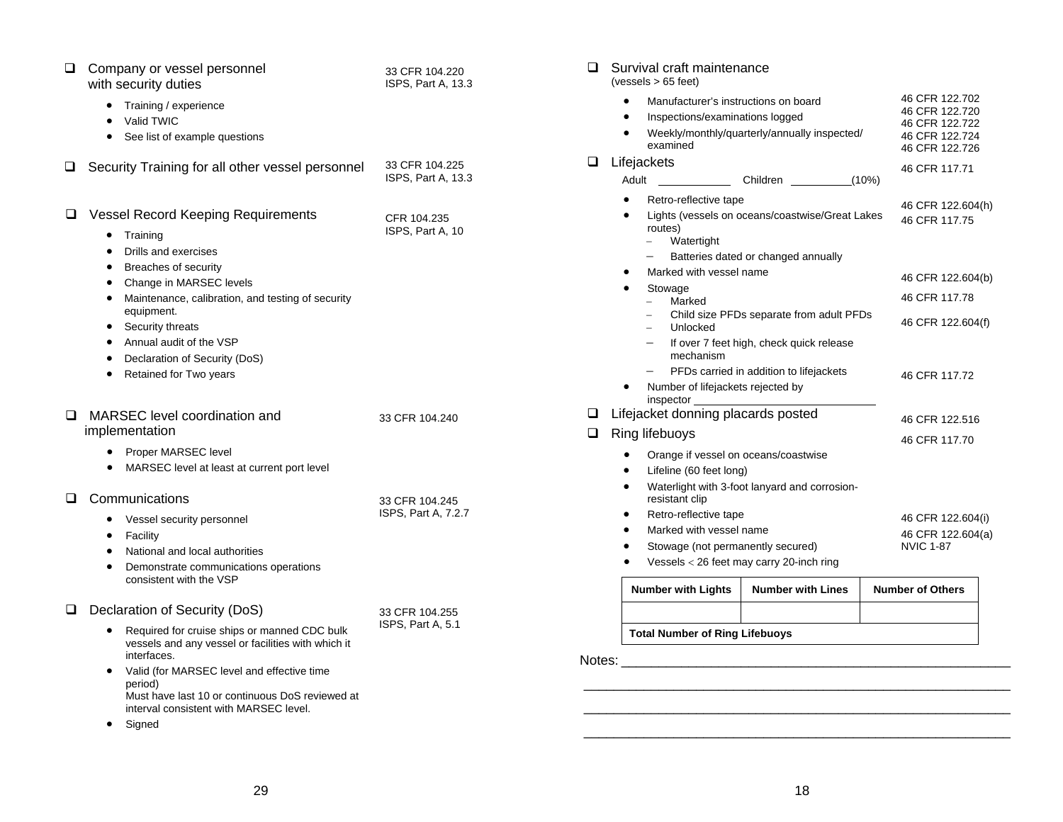- [ ] Company or vessel personnel with security duties — 33 CFR 104.220; ISPS, Part A, 13.3
  - Training / experience
  - Valid TWIC
  - See list of example questions

- [ ] Security Training for all other vessel personnel — 33 CFR 104.225; ISPS, Part A, 13.3

- [ ] Vessel Record Keeping Requirements — CFR 104.235; ISPS, Part A, 10
  - Training
  - Drills and exercises
  - Breaches of security
  - Change in MARSEC levels
  - Maintenance, calibration, and testing of security equipment.
  - Security threats
  - Annual audit of the VSP
  - Declaration of Security (DoS)
  - Retained for Two years

- [ ] MARSEC level coordination and implementation — 33 CFR 104.240
  - Proper MARSEC level
  - MARSEC level at least at current port level

- [ ] Communications — 33 CFR 104.245; ISPS, Part A, 7.2.7
  - Vessel security personnel
  - Facility
  - National and local authorities
  - Demonstrate communications operations consistent with the VSP

- [ ] Declaration of Security (DoS) — 33 CFR 104.255; ISPS, Part A, 5.1
  - Required for cruise ships or manned CDC bulk vessels and any vessel or facilities with which it interfaces.
  - Valid (for MARSEC level and effective time period)
    Must have last 10 or continuous DoS reviewed at interval consistent with MARSEC level.
  - Signed

- [ ] Survival craft maintenance (vessels > 65 feet) — 46 CFR 122.702; 46 CFR 122.720; 46 CFR 122.722; 46 CFR 122.724; 46 CFR 122.726
  - Manufacturer's instructions on board
  - Inspections/examinations logged
  - Weekly/monthly/quarterly/annually inspected/ examined

- [ ] Lifejackets — 46 CFR 117.71

  Adult \_\_\_\_\_\_\_\_\_\_\_\_ Children \_\_\_\_\_\_\_\_\_\_(10%)

  - Retro-reflective tape — 46 CFR 122.604(h)
  - Lights (vessels on oceans/coastwise/Great Lakes routes) — 46 CFR 117.75
    - Watertight
    - Batteries dated or changed annually
  - Marked with vessel name — 46 CFR 122.604(b)
  - Stowage — 46 CFR 117.78
    - Marked
    - Child size PFDs separate from adult PFDs — 46 CFR 122.604(f)
    - Unlocked
    - If over 7 feet high, check quick release mechanism
    - PFDs carried in addition to lifejackets — 46 CFR 117.72
  - Number of lifejackets rejected by inspector \_\_\_\_\_\_\_\_\_\_\_\_\_\_\_\_\_\_\_\_\_\_\_\_\_\_\_\_

- [ ] Lifejacket donning placards posted — 46 CFR 122.516

- [ ] Ring lifebuoys — 46 CFR 117.70
  - Orange if vessel on oceans/coastwise
  - Lifeline (60 feet long)
  - Waterlight with 3-foot lanyard and corrosion-resistant clip
  - Retro-reflective tape — 46 CFR 122.604(i)
  - Marked with vessel name — 46 CFR 122.604(a)
  - Stowage (not permanently secured) — NVIC 1-87
  - Vessels < 26 feet may carry 20-inch ring

| Number with Lights | Number with Lines | Number of Others |
|---|---|---|
| | | |
| **Total Number of Ring Lifebuoys** | | |

Notes: \_\_\_\_\_\_\_\_\_\_\_\_\_\_\_\_\_\_\_\_\_\_\_\_\_\_\_\_\_\_\_\_\_\_\_\_\_\_\_\_\_\_\_\_\_\_\_\_\_\_\_\_

\_\_\_\_\_\_\_\_\_\_\_\_\_\_\_\_\_\_\_\_\_\_\_\_\_\_\_\_\_\_\_\_\_\_\_\_\_\_\_\_\_\_\_\_\_\_\_\_\_\_\_\_\_\_\_\_\_\_

\_\_\_\_\_\_\_\_\_\_\_\_\_\_\_\_\_\_\_\_\_\_\_\_\_\_\_\_\_\_\_\_\_\_\_\_\_\_\_\_\_\_\_\_\_\_\_\_\_\_\_\_\_\_\_\_\_\_

\_\_\_\_\_\_\_\_\_\_\_\_\_\_\_\_\_\_\_\_\_\_\_\_\_\_\_\_\_\_\_\_\_\_\_\_\_\_\_\_\_\_\_\_\_\_\_\_\_\_\_\_\_\_\_\_\_\_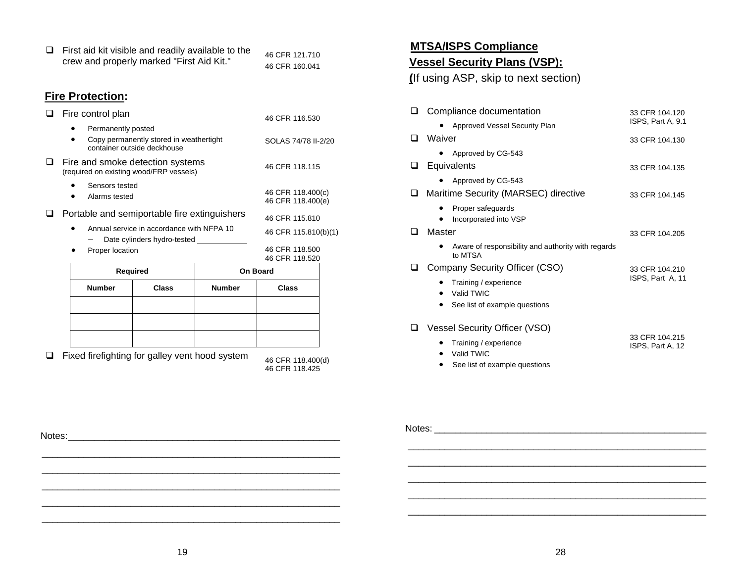- ☐ First aid kit visible and readily available to the crew and properly marked "First Aid Kit." — 46 CFR 121.710; 46 CFR 160.041

## Fire Protection:

- ☐ Fire control plan — 46 CFR 116.530
  - Permanently posted
  - Copy permanently stored in weathertight container outside deckhouse — SOLAS 74/78 II-2/20
- ☐ Fire and smoke detection systems (required on existing wood/FRP vessels) — 46 CFR 118.115
  - Sensors tested — 46 CFR 118.400(c)
  - Alarms tested — 46 CFR 118.400(e)
- ☐ Portable and semiportable fire extinguishers — 46 CFR 115.810
  - Annual service in accordance with NFPA 10 — 46 CFR 115.810(b)(1)
    - Date cylinders hydro-tested ____________
  - Proper location — 46 CFR 118.500; 46 CFR 118.520

| Required | | On Board | |
|---|---|---|---|
| Number | Class | Number | Class |
| | | | |
| | | | |
| | | | |

- ☐ Fixed firefighting for galley vent hood system — 46 CFR 118.400(d); 46 CFR 118.425

Notes:_____________________________________________________

_________________________________________________________

_________________________________________________________

_________________________________________________________

_________________________________________________________

_________________________________________________________

## MTSA/ISPS Compliance

## Vessel Security Plans (VSP):

(If using ASP, skip to next section)

- ☐ Compliance documentation — 33 CFR 104.120; ISPS, Part A, 9.1
  - Approved Vessel Security Plan
- ☐ Waiver — 33 CFR 104.130
  - Approved by CG-543
- ☐ Equivalents — 33 CFR 104.135
  - Approved by CG-543
- ☐ Maritime Security (MARSEC) directive — 33 CFR 104.145
  - Proper safeguards
  - Incorporated into VSP
- ☐ Master — 33 CFR 104.205
  - Aware of responsibility and authority with regards to MTSA
- ☐ Company Security Officer (CSO) — 33 CFR 104.210; ISPS, Part A, 11
  - Training / experience
  - Valid TWIC
  - See list of example questions
- ☐ Vessel Security Officer (VSO) — 33 CFR 104.215; ISPS, Part A, 12
  - Training / experience
  - Valid TWIC
  - See list of example questions

Notes: _____________________________________________________

_________________________________________________________

_________________________________________________________

_________________________________________________________

_________________________________________________________

_________________________________________________________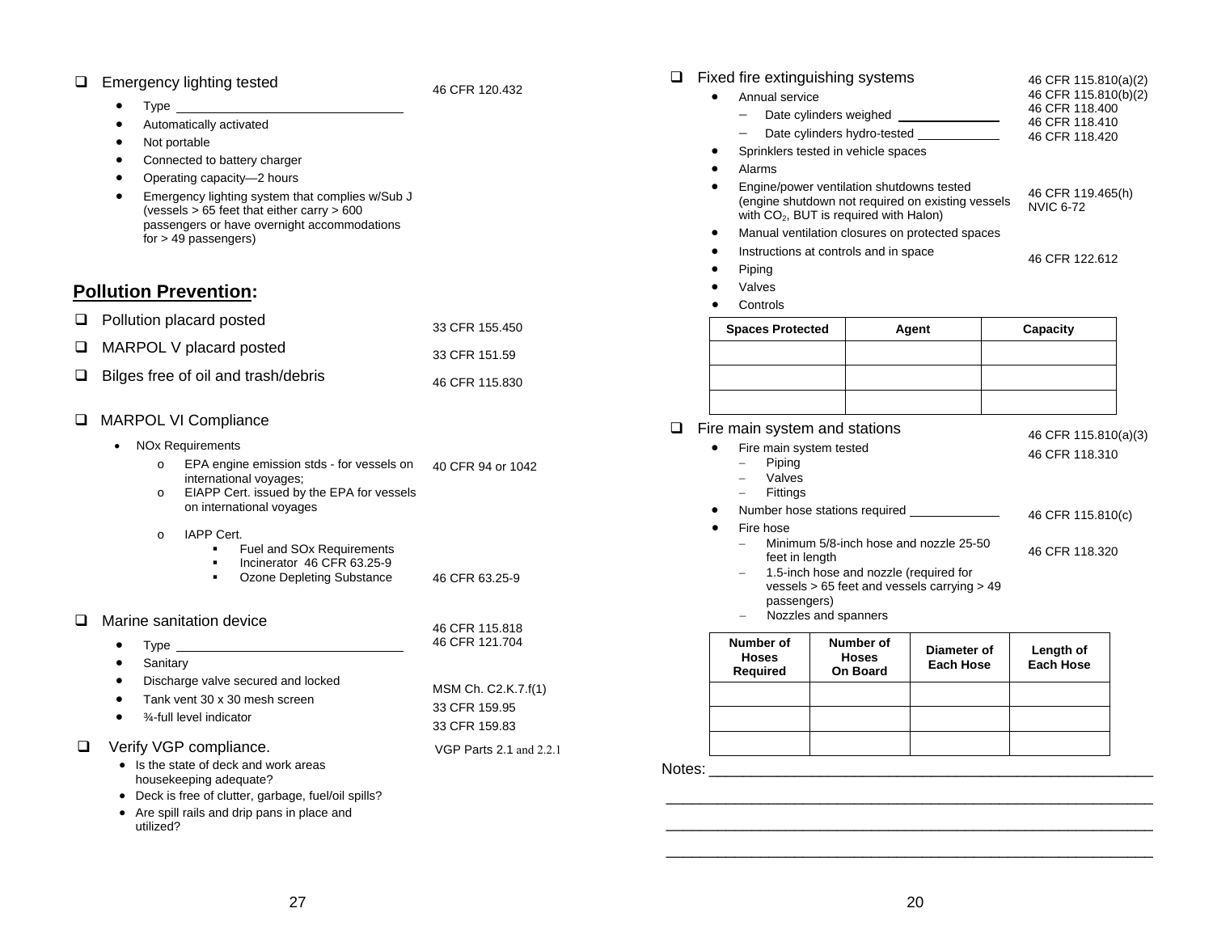- [ ] Emergency lighting tested — 46 CFR 120.432
  - Type ______________________________
  - Automatically activated
  - Not portable
  - Connected to battery charger
  - Operating capacity—2 hours
  - Emergency lighting system that complies w/Sub J (vessels > 65 feet that either carry > 600 passengers or have overnight accommodations for > 49 passengers)

## **Pollution Prevention:**

- [ ] Pollution placard posted — 33 CFR 155.450
- [ ] MARPOL V placard posted — 33 CFR 151.59
- [ ] Bilges free of oil and trash/debris — 46 CFR 115.830
- [ ] MARPOL VI Compliance
  - NOx Requirements
    - o EPA engine emission stds - for vessels on international voyages; — 40 CFR 94 or 1042
    - o EIAPP Cert. issued by the EPA for vessels on international voyages
    - o IAPP Cert.
      - Fuel and SOx Requirements
      - Incinerator 46 CFR 63.25-9
      - Ozone Depleting Substance — 46 CFR 63.25-9
- [ ] Marine sanitation device — 46 CFR 115.818, 46 CFR 121.704
  - Type ______________________________
  - Sanitary
  - Discharge valve secured and locked — MSM Ch. C2.K.7.f(1)
  - Tank vent 30 x 30 mesh screen — 33 CFR 159.95
  - ¾-full level indicator — 33 CFR 159.83
- [ ] Verify VGP compliance. — VGP Parts 2.1 and 2.2.1
  - Is the state of deck and work areas housekeeping adequate?
  - Deck is free of clutter, garbage, fuel/oil spills?
  - Are spill rails and drip pans in place and utilized?

- [ ] Fixed fire extinguishing systems — 46 CFR 115.810(a)(2), 46 CFR 115.810(b)(2), 46 CFR 118.400, 46 CFR 118.410, 46 CFR 118.420
  - Annual service
    - Date cylinders weighed ______________
    - Date cylinders hydro-tested ____________
  - Sprinklers tested in vehicle spaces
  - Alarms
  - Engine/power ventilation shutdowns tested (engine shutdown not required on existing vessels with $CO_2$, BUT is required with Halon) — 46 CFR 119.465(h), NVIC 6-72
  - Manual ventilation closures on protected spaces
  - Instructions at controls and in space — 46 CFR 122.612
  - Piping
  - Valves
  - Controls

| Spaces Protected | Agent | Capacity |
| --- | --- | --- |
| | | |
| | | |
| | | |

- [ ] Fire main system and stations — 46 CFR 115.810(a)(3)
  - Fire main system tested — 46 CFR 118.310
    - Piping
    - Valves
    - Fittings
  - Number hose stations required _____________ — 46 CFR 115.810(c)
  - Fire hose — 46 CFR 118.320
    - Minimum 5/8-inch hose and nozzle 25-50 feet in length
    - 1.5-inch hose and nozzle (required for vessels > 65 feet and vessels carrying > 49 passengers)
    - Nozzles and spanners

| Number of Hoses Required | Number of Hoses On Board | Diameter of Each Hose | Length of Each Hose |
| --- | --- | --- | --- |
| | | | |
| | | | |
| | | | |

Notes: ____________________________________________________________

______________________________________________________________

______________________________________________________________

______________________________________________________________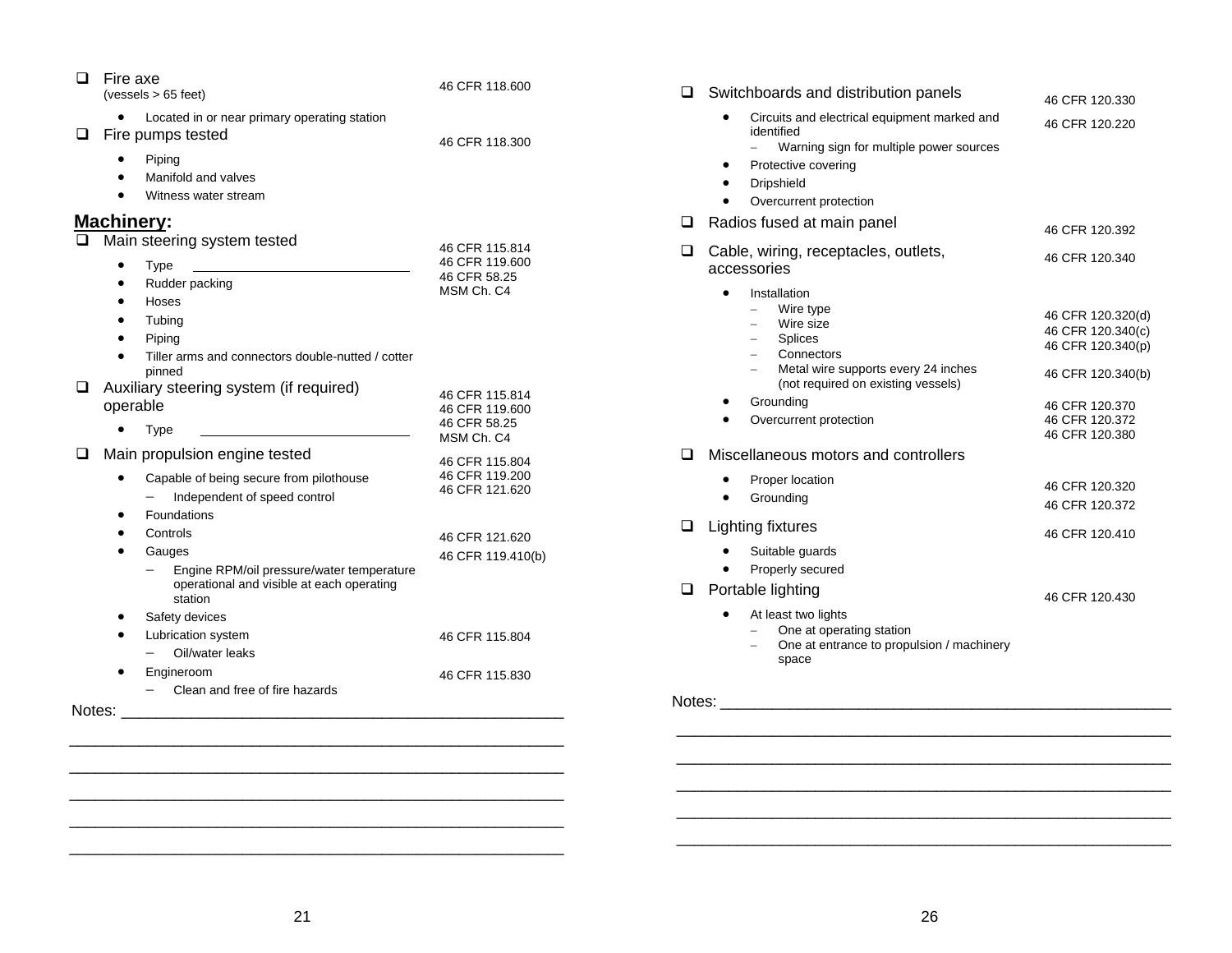- [ ] Fire axe
  (vessels > 65 feet) — 46 CFR 118.600
  - Located in or near primary operating station
- [ ] Fire pumps tested — 46 CFR 118.300
  - Piping
  - Manifold and valves
  - Witness water stream

## **Machinery:**

- [ ] Main steering system tested — 46 CFR 115.814, 46 CFR 119.600, 46 CFR 58.25, MSM Ch. C4
  - Type ____________________________
  - Rudder packing
  - Hoses
  - Tubing
  - Piping
  - Tiller arms and connectors double-nutted / cotter pinned
- [ ] Auxiliary steering system (if required) operable — 46 CFR 115.814, 46 CFR 119.600, 46 CFR 58.25, MSM Ch. C4
  - Type ____________________________
- [ ] Main propulsion engine tested — 46 CFR 115.804, 46 CFR 119.200, 46 CFR 121.620
  - Capable of being secure from pilothouse
    - Independent of speed control
  - Foundations
  - Controls — 46 CFR 121.620
  - Gauges — 46 CFR 119.410(b)
    - Engine RPM/oil pressure/water temperature operational and visible at each operating station
  - Safety devices
  - Lubrication system — 46 CFR 115.804
    - Oil/water leaks
  - Engineroom — 46 CFR 115.830
    - Clean and free of fire hazards

Notes: ____________________________________________________

____________________________________________________________

____________________________________________________________

____________________________________________________________

____________________________________________________________

____________________________________________________________

- [ ] Switchboards and distribution panels — 46 CFR 120.330
  - Circuits and electrical equipment marked and identified — 46 CFR 120.220
    - Warning sign for multiple power sources
  - Protective covering
  - Dripshield
  - Overcurrent protection
- [ ] Radios fused at main panel — 46 CFR 120.392
- [ ] Cable, wiring, receptacles, outlets, accessories — 46 CFR 120.340
  - Installation
    - Wire type — 46 CFR 120.320(d)
    - Wire size — 46 CFR 120.340(c)
    - Splices — 46 CFR 120.340(p)
    - Connectors
    - Metal wire supports every 24 inches (not required on existing vessels) — 46 CFR 120.340(b)
  - Grounding — 46 CFR 120.370
  - Overcurrent protection — 46 CFR 120.372, 46 CFR 120.380
- [ ] Miscellaneous motors and controllers
  - Proper location — 46 CFR 120.320
  - Grounding — 46 CFR 120.372
- [ ] Lighting fixtures — 46 CFR 120.410
  - Suitable guards
  - Properly secured
- [ ] Portable lighting — 46 CFR 120.430
  - At least two lights
    - One at operating station
    - One at entrance to propulsion / machinery space

Notes: ____________________________________________________

____________________________________________________________

____________________________________________________________

____________________________________________________________

____________________________________________________________

____________________________________________________________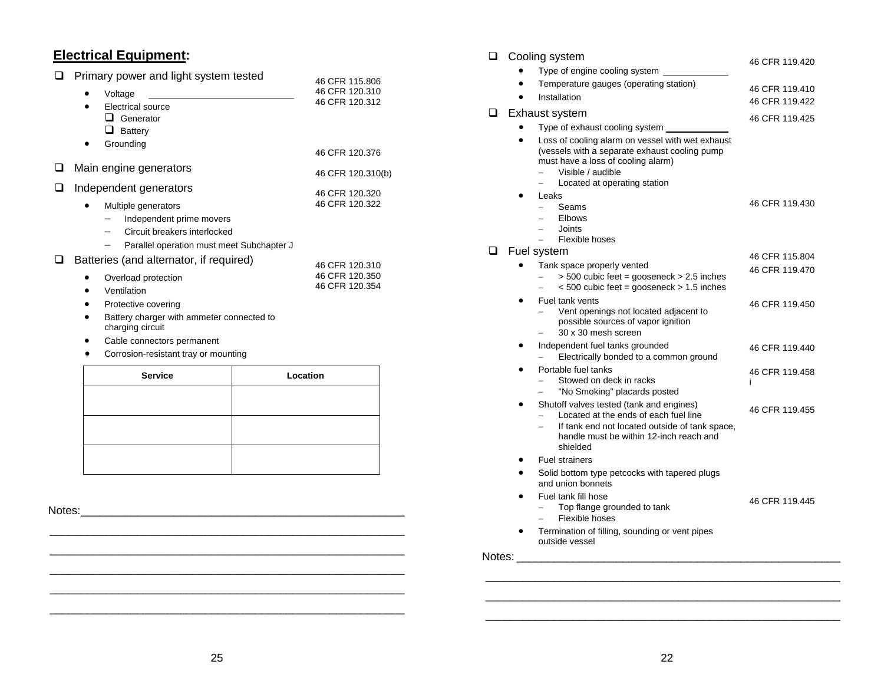## Electrical Equipment:

- ☐ Primary power and light system tested — 46 CFR 115.806, 46 CFR 120.310, 46 CFR 120.312
  - Voltage ____________________
  - Electrical source
    - ☐ Generator
    - ☐ Battery
  - Grounding — 46 CFR 120.376
- ☐ Main engine generators — 46 CFR 120.310(b)
- ☐ Independent generators — 46 CFR 120.320, 46 CFR 120.322
  - Multiple generators
    - Independent prime movers
    - Circuit breakers interlocked
    - Parallel operation must meet Subchapter J
- ☐ Batteries (and alternator, if required) — 46 CFR 120.310, 46 CFR 120.350, 46 CFR 120.354
  - Overload protection
  - Ventilation
  - Protective covering
  - Battery charger with ammeter connected to charging circuit
  - Cable connectors permanent
  - Corrosion-resistant tray or mounting

| Service | Location |
|---|---|
| | |
| | |
| | |

Notes:______________________________________________

- ☐ Cooling system — 46 CFR 119.420
  - Type of engine cooling system ____________
  - Temperature gauges (operating station) — 46 CFR 119.410
  - Installation — 46 CFR 119.422
- ☐ Exhaust system — 46 CFR 119.425
  - Type of exhaust cooling system ____________
  - Loss of cooling alarm on vessel with wet exhaust (vessels with a separate exhaust cooling pump must have a loss of cooling alarm)
    - Visible / audible
    - Located at operating station
  - Leaks — 46 CFR 119.430
    - Seams
    - Elbows
    - Joints
    - Flexible hoses
- ☐ Fuel system — 46 CFR 115.804
  - Tank space properly vented — 46 CFR 119.470
    - > 500 cubic feet = gooseneck > 2.5 inches
    - < 500 cubic feet = gooseneck > 1.5 inches
  - Fuel tank vents — 46 CFR 119.450
    - Vent openings not located adjacent to possible sources of vapor ignition
    - 30 x 30 mesh screen
  - Independent fuel tanks grounded — 46 CFR 119.440
    - Electrically bonded to a common ground
  - Portable fuel tanks — 46 CFR 119.458 i
    - Stowed on deck in racks
    - "No Smoking" placards posted
  - Shutoff valves tested (tank and engines) — 46 CFR 119.455
    - Located at the ends of each fuel line
    - If tank end not located outside of tank space, handle must be within 12-inch reach and shielded
  - Fuel strainers
  - Solid bottom type petcocks with tapered plugs and union bonnets
  - Fuel tank fill hose — 46 CFR 119.445
    - Top flange grounded to tank
    - Flexible hoses
  - Termination of filling, sounding or vent pipes outside vessel

Notes:______________________________________________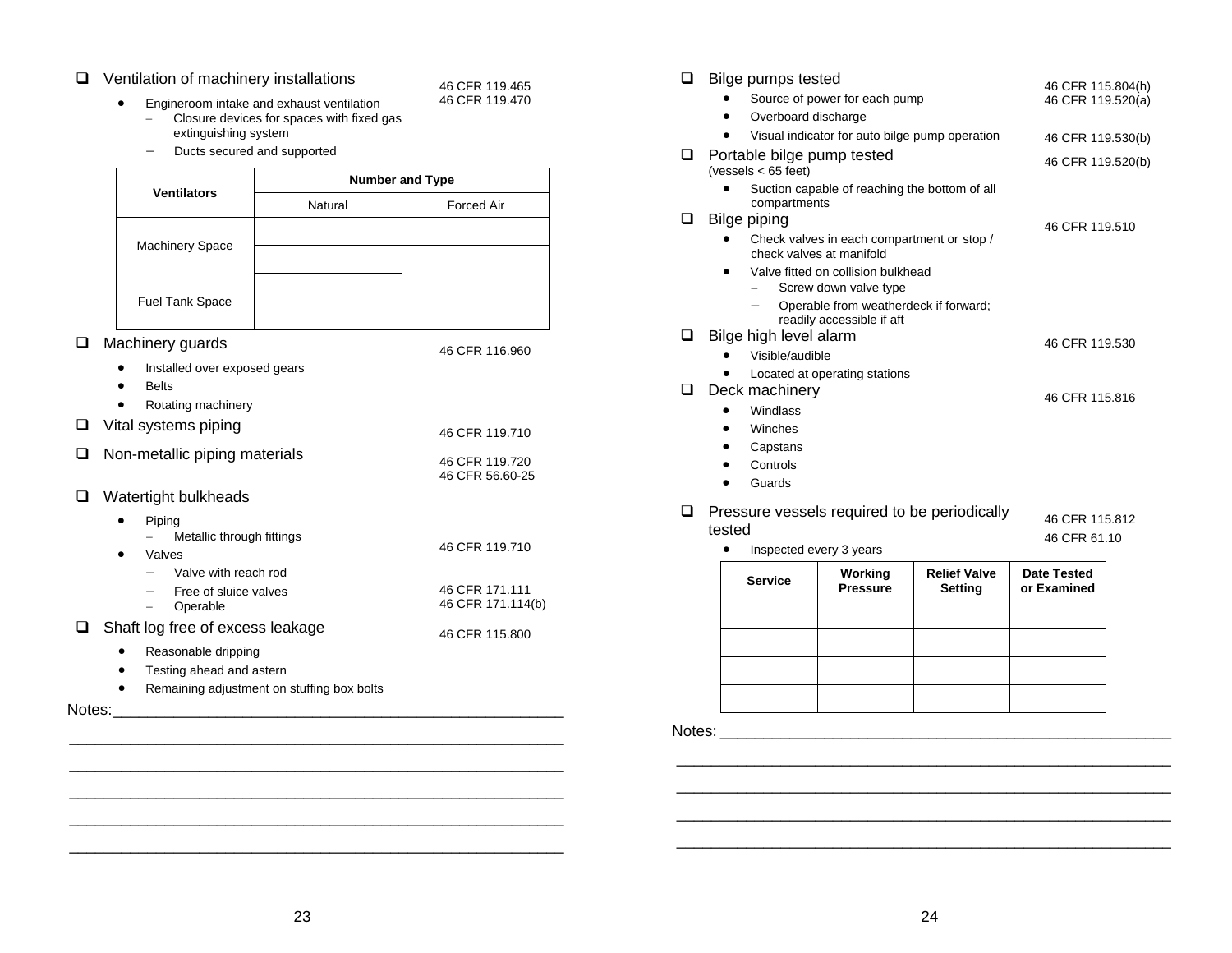- [ ] Ventilation of machinery installations — 46 CFR 119.465, 46 CFR 119.470
  - Engineroom intake and exhaust ventilation
    - Closure devices for spaces with fixed gas extinguishing system
    - Ducts secured and supported

| Ventilators | Number and Type | |
|---|---|---|
| | Natural | Forced Air |
| Machinery Space | | |
| | | |
| Fuel Tank Space | | |
| | | |

- [ ] Machinery guards — 46 CFR 116.960
  - Installed over exposed gears
  - Belts
  - Rotating machinery
- [ ] Vital systems piping — 46 CFR 119.710
- [ ] Non-metallic piping materials — 46 CFR 119.720, 46 CFR 56.60-25
- [ ] Watertight bulkheads — 46 CFR 119.710, 46 CFR 171.111, 46 CFR 171.114(b)
  - Piping
    - Metallic through fittings
  - Valves
    - Valve with reach rod
    - Free of sluice valves
    - Operable
- [ ] Shaft log free of excess leakage — 46 CFR 115.800
  - Reasonable dripping
  - Testing ahead and astern
  - Remaining adjustment on stuffing box bolts

Notes:_______________________________________________________

_____________________________________________________________

_____________________________________________________________

_____________________________________________________________

_____________________________________________________________

_____________________________________________________________

- [ ] Bilge pumps tested — 46 CFR 115.804(h), 46 CFR 119.520(a)
  - Source of power for each pump
  - Overboard discharge
  - Visual indicator for auto bilge pump operation — 46 CFR 119.530(b)
- [ ] Portable bilge pump tested (vessels < 65 feet) — 46 CFR 119.520(b)
  - Suction capable of reaching the bottom of all compartments
- [ ] Bilge piping — 46 CFR 119.510
  - Check valves in each compartment or stop / check valves at manifold
  - Valve fitted on collision bulkhead
    - Screw down valve type
    - Operable from weatherdeck if forward; readily accessible if aft
- [ ] Bilge high level alarm — 46 CFR 119.530
  - Visible/audible
  - Located at operating stations
- [ ] Deck machinery — 46 CFR 115.816
  - Windlass
  - Winches
  - Capstans
  - Controls
  - Guards
- [ ] Pressure vessels required to be periodically tested — 46 CFR 115.812, 46 CFR 61.10
  - Inspected every 3 years

| Service | Working Pressure | Relief Valve Setting | Date Tested or Examined |
|---|---|---|---|
| | | | |
| | | | |
| | | | |
| | | | |

Notes: ______________________________________________________

_____________________________________________________________

_____________________________________________________________

_____________________________________________________________

_____________________________________________________________